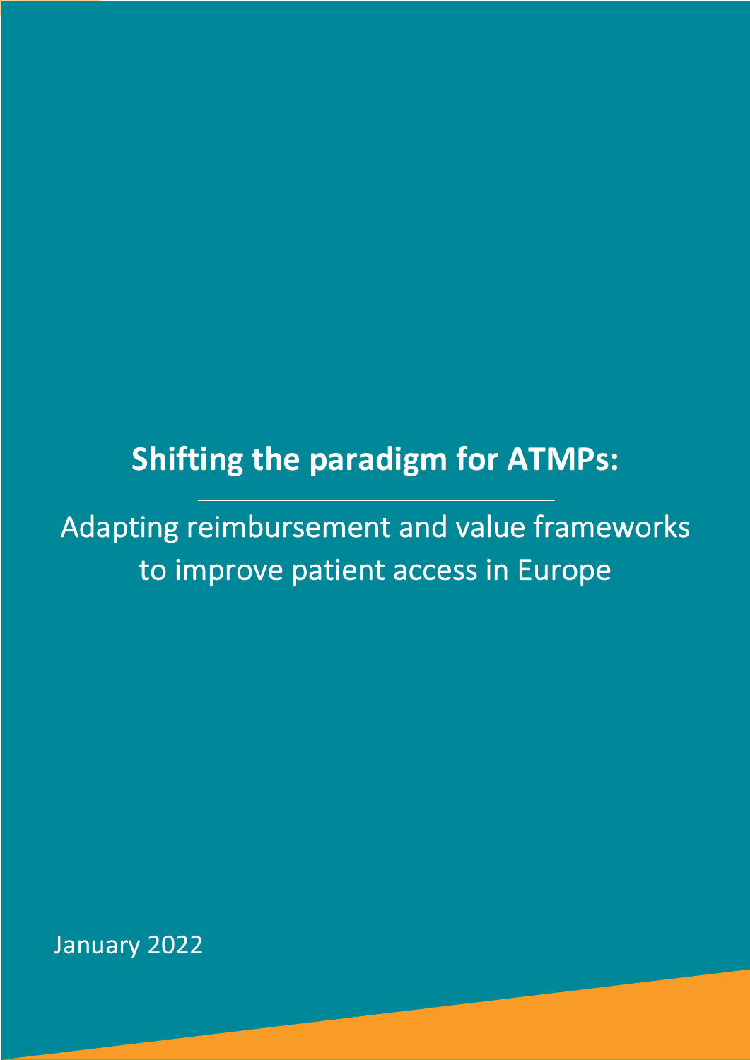# Shifting the paradigm for ATMPs:

Adapting reimbursement and value frameworks to improve patient access in Europe

January 2022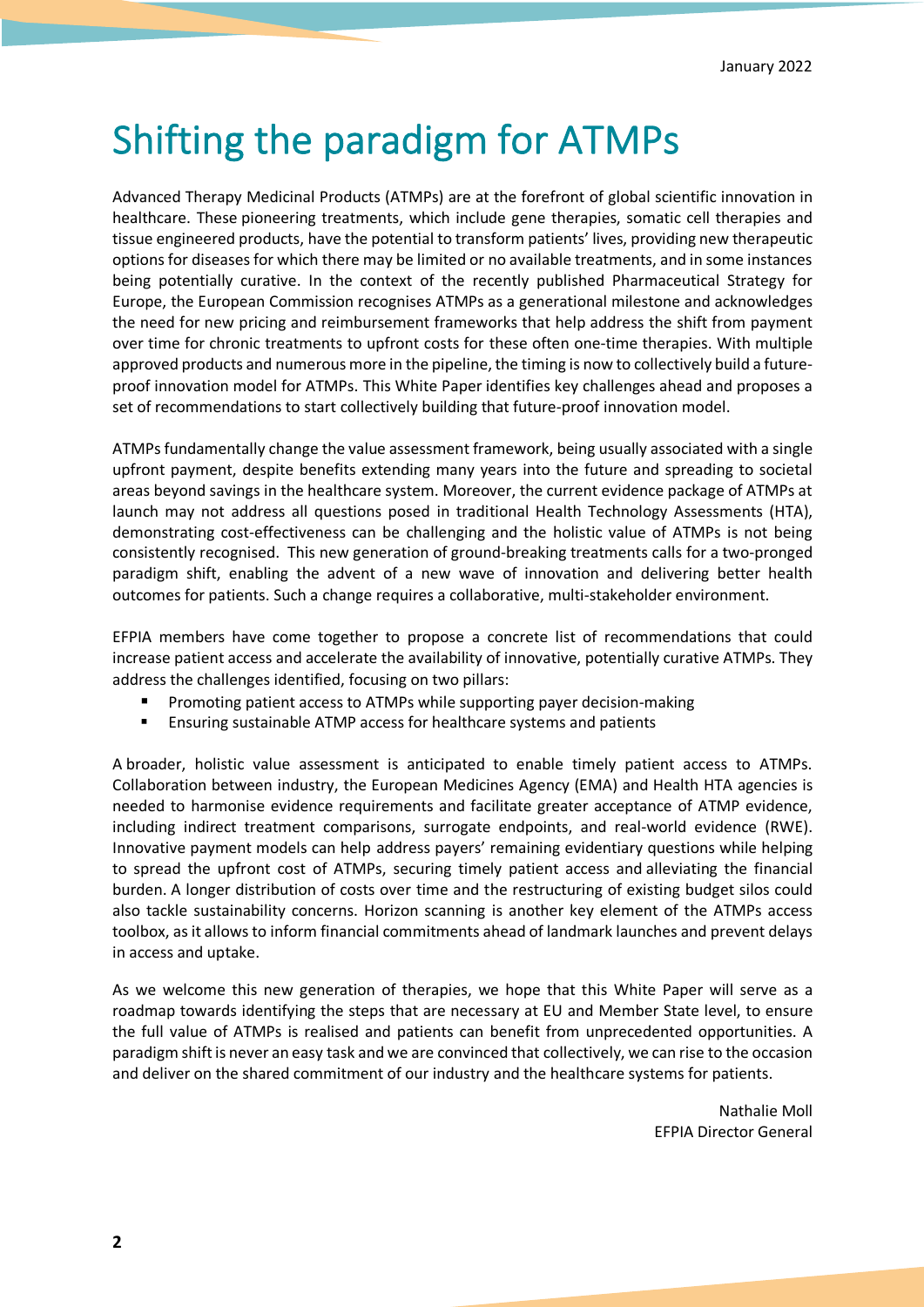January 2022

# Shifting the paradigm for ATMPs

Advanced Therapy Medicinal Products (ATMPs) are at the forefront of global scientific innovation in healthcare. These pioneering treatments, which include gene therapies, somatic cell therapies and tissue engineered products, have the potential to transform patients' lives, providing new therapeutic options for diseases for which there may be limited or no available treatments, and in some instances being potentially curative. In the context of the recently published Pharmaceutical Strategy for Europe, the European Commission recognises ATMPs as a generational milestone and acknowledges the need for new pricing and reimbursement frameworks that help address the shift from payment over time for chronic treatments to upfront costs for these often one-time therapies. With multiple approved products and numerous more in the pipeline, the timing is now to collectively build a future-proof innovation model for ATMPs. This White Paper identifies key challenges ahead and proposes a set of recommendations to start collectively building that future-proof innovation model.

ATMPs fundamentally change the value assessment framework, being usually associated with a single upfront payment, despite benefits extending many years into the future and spreading to societal areas beyond savings in the healthcare system. Moreover, the current evidence package of ATMPs at launch may not address all questions posed in traditional Health Technology Assessments (HTA), demonstrating cost-effectiveness can be challenging and the holistic value of ATMPs is not being consistently recognised. This new generation of ground-breaking treatments calls for a two-pronged paradigm shift, enabling the advent of a new wave of innovation and delivering better health outcomes for patients. Such a change requires a collaborative, multi-stakeholder environment.

EFPIA members have come together to propose a concrete list of recommendations that could increase patient access and accelerate the availability of innovative, potentially curative ATMPs. They address the challenges identified, focusing on two pillars:

- Promoting patient access to ATMPs while supporting payer decision-making
- Ensuring sustainable ATMP access for healthcare systems and patients

A broader, holistic value assessment is anticipated to enable timely patient access to ATMPs. Collaboration between industry, the European Medicines Agency (EMA) and Health HTA agencies is needed to harmonise evidence requirements and facilitate greater acceptance of ATMP evidence, including indirect treatment comparisons, surrogate endpoints, and real-world evidence (RWE). Innovative payment models can help address payers' remaining evidentiary questions while helping to spread the upfront cost of ATMPs, securing timely patient access and alleviating the financial burden. A longer distribution of costs over time and the restructuring of existing budget silos could also tackle sustainability concerns. Horizon scanning is another key element of the ATMPs access toolbox, as it allows to inform financial commitments ahead of landmark launches and prevent delays in access and uptake.

As we welcome this new generation of therapies, we hope that this White Paper will serve as a roadmap towards identifying the steps that are necessary at EU and Member State level, to ensure the full value of ATMPs is realised and patients can benefit from unprecedented opportunities. A paradigm shift is never an easy task and we are convinced that collectively, we can rise to the occasion and deliver on the shared commitment of our industry and the healthcare systems for patients.

Nathalie Moll
EFPIA Director General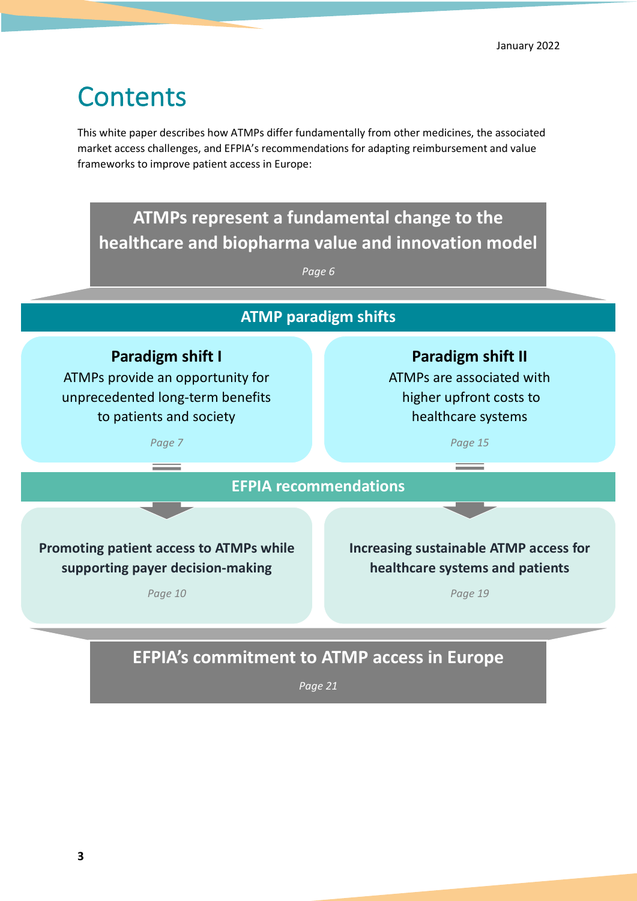# Contents

This white paper describes how ATMPs differ fundamentally from other medicines, the associated market access challenges, and EFPIA's recommendations for adapting reimbursement and value frameworks to improve patient access in Europe:

**ATMPs represent a fundamental change to the healthcare and biopharma value and innovation model**

*Page 6*

**ATMP paradigm shifts**

**Paradigm shift I**
ATMPs provide an opportunity for unprecedented long-term benefits to patients and society

*Page 7*

**Paradigm shift II**
ATMPs are associated with higher upfront costs to healthcare systems

*Page 15*

**EFPIA recommendations**

**Promoting patient access to ATMPs while supporting payer decision-making**

*Page 10*

**Increasing sustainable ATMP access for healthcare systems and patients**

*Page 19*

**EFPIA's commitment to ATMP access in Europe**

*Page 21*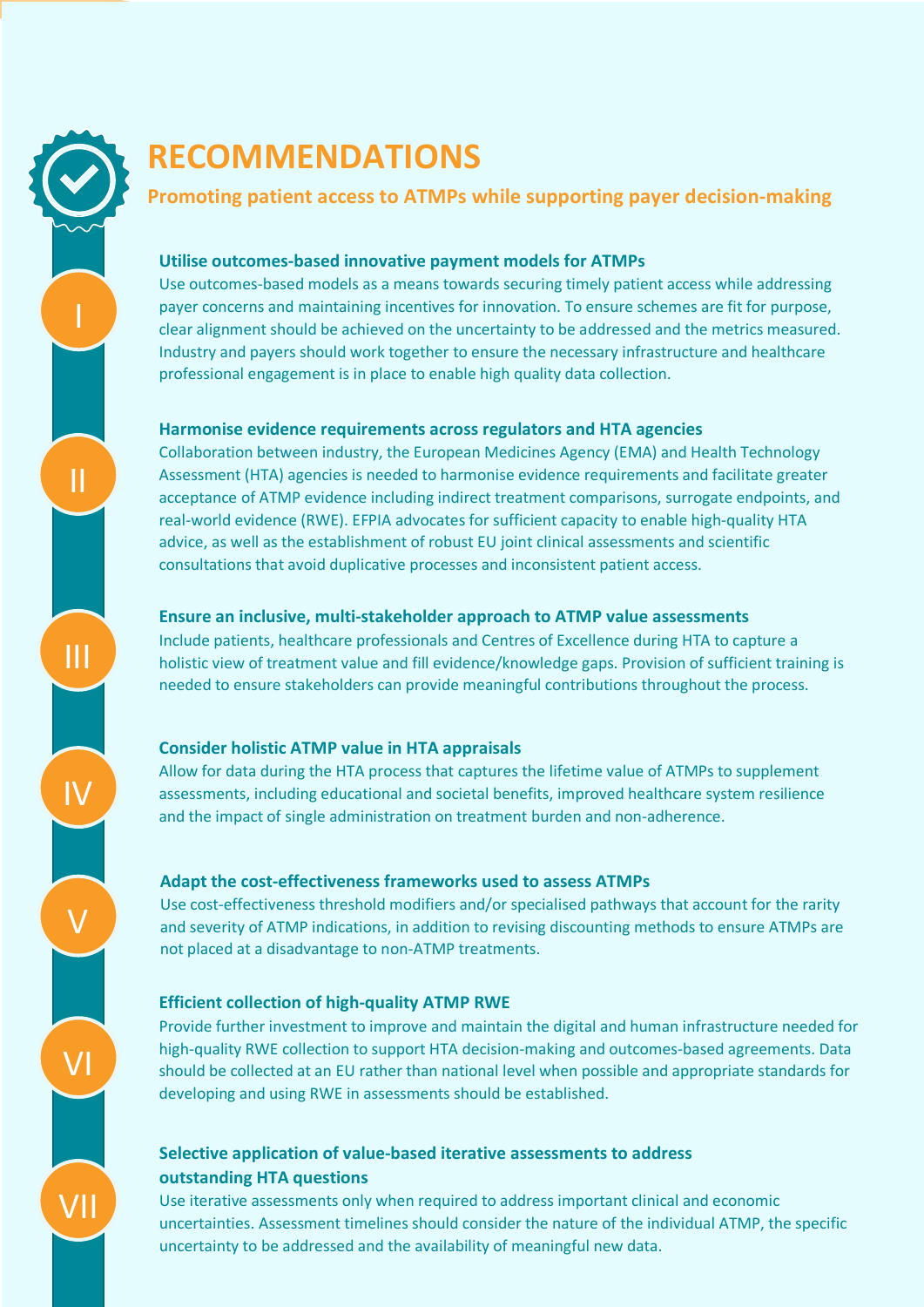# RECOMMENDATIONS

**Promoting patient access to ATMPs while supporting payer decision-making**

### I. Utilise outcomes-based innovative payment models for ATMPs

Use outcomes-based models as a means towards securing timely patient access while addressing payer concerns and maintaining incentives for innovation. To ensure schemes are fit for purpose, clear alignment should be achieved on the uncertainty to be addressed and the metrics measured. Industry and payers should work together to ensure the necessary infrastructure and healthcare professional engagement is in place to enable high quality data collection.

### II. Harmonise evidence requirements across regulators and HTA agencies

Collaboration between industry, the European Medicines Agency (EMA) and Health Technology Assessment (HTA) agencies is needed to harmonise evidence requirements and facilitate greater acceptance of ATMP evidence including indirect treatment comparisons, surrogate endpoints, and real-world evidence (RWE). EFPIA advocates for sufficient capacity to enable high-quality HTA advice, as well as the establishment of robust EU joint clinical assessments and scientific consultations that avoid duplicative processes and inconsistent patient access.

### III. Ensure an inclusive, multi-stakeholder approach to ATMP value assessments

Include patients, healthcare professionals and Centres of Excellence during HTA to capture a holistic view of treatment value and fill evidence/knowledge gaps. Provision of sufficient training is needed to ensure stakeholders can provide meaningful contributions throughout the process.

### IV. Consider holistic ATMP value in HTA appraisals

Allow for data during the HTA process that captures the lifetime value of ATMPs to supplement assessments, including educational and societal benefits, improved healthcare system resilience and the impact of single administration on treatment burden and non-adherence.

### V. Adapt the cost-effectiveness frameworks used to assess ATMPs

Use cost-effectiveness threshold modifiers and/or specialised pathways that account for the rarity and severity of ATMP indications, in addition to revising discounting methods to ensure ATMPs are not placed at a disadvantage to non-ATMP treatments.

### VI. Efficient collection of high-quality ATMP RWE

Provide further investment to improve and maintain the digital and human infrastructure needed for high-quality RWE collection to support HTA decision-making and outcomes-based agreements. Data should be collected at an EU rather than national level when possible and appropriate standards for developing and using RWE in assessments should be established.

### VII. Selective application of value-based iterative assessments to address outstanding HTA questions

Use iterative assessments only when required to address important clinical and economic uncertainties. Assessment timelines should consider the nature of the individual ATMP, the specific uncertainty to be addressed and the availability of meaningful new data.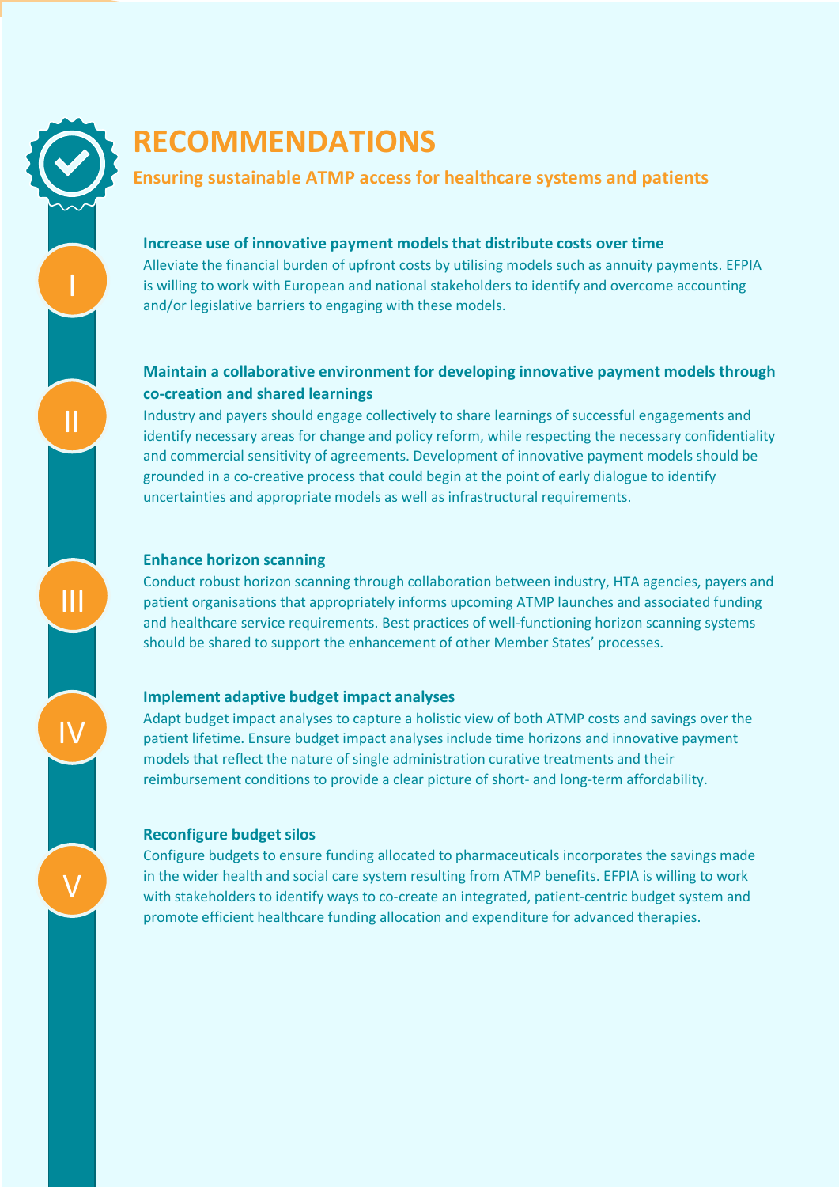# RECOMMENDATIONS

## Ensuring sustainable ATMP access for healthcare systems and patients

### I. Increase use of innovative payment models that distribute costs over time

Alleviate the financial burden of upfront costs by utilising models such as annuity payments. EFPIA is willing to work with European and national stakeholders to identify and overcome accounting and/or legislative barriers to engaging with these models.

### II. Maintain a collaborative environment for developing innovative payment models through co-creation and shared learnings

Industry and payers should engage collectively to share learnings of successful engagements and identify necessary areas for change and policy reform, while respecting the necessary confidentiality and commercial sensitivity of agreements. Development of innovative payment models should be grounded in a co-creative process that could begin at the point of early dialogue to identify uncertainties and appropriate models as well as infrastructural requirements.

### III. Enhance horizon scanning

Conduct robust horizon scanning through collaboration between industry, HTA agencies, payers and patient organisations that appropriately informs upcoming ATMP launches and associated funding and healthcare service requirements. Best practices of well-functioning horizon scanning systems should be shared to support the enhancement of other Member States' processes.

### IV. Implement adaptive budget impact analyses

Adapt budget impact analyses to capture a holistic view of both ATMP costs and savings over the patient lifetime. Ensure budget impact analyses include time horizons and innovative payment models that reflect the nature of single administration curative treatments and their reimbursement conditions to provide a clear picture of short- and long-term affordability.

### V. Reconfigure budget silos

Configure budgets to ensure funding allocated to pharmaceuticals incorporates the savings made in the wider health and social care system resulting from ATMP benefits. EFPIA is willing to work with stakeholders to identify ways to co-create an integrated, patient-centric budget system and promote efficient healthcare funding allocation and expenditure for advanced therapies.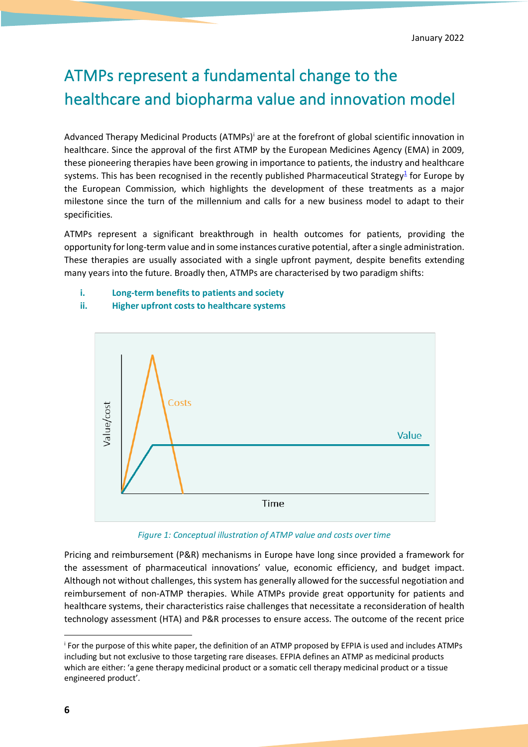# ATMPs represent a fundamental change to the healthcare and biopharma value and innovation model

Advanced Therapy Medicinal Products (ATMPs)[i] are at the forefront of global scientific innovation in healthcare. Since the approval of the first ATMP by the European Medicines Agency (EMA) in 2009, these pioneering therapies have been growing in importance to patients, the industry and healthcare systems. This has been recognised in the recently published Pharmaceutical Strategy[1] for Europe by the European Commission, which highlights the development of these treatments as a major milestone since the turn of the millennium and calls for a new business model to adapt to their specificities.

ATMPs represent a significant breakthrough in health outcomes for patients, providing the opportunity for long-term value and in some instances curative potential, after a single administration. These therapies are usually associated with a single upfront payment, despite benefits extending many years into the future. Broadly then, ATMPs are characterised by two paradigm shifts:

i. **Long-term benefits to patients and society**
ii. **Higher upfront costs to healthcare systems**

*Figure 1: Conceptual illustration of ATMP value and costs over time*

Pricing and reimbursement (P&R) mechanisms in Europe have long since provided a framework for the assessment of pharmaceutical innovations' value, economic efficiency, and budget impact. Although not without challenges, this system has generally allowed for the successful negotiation and reimbursement of non-ATMP therapies. While ATMPs provide great opportunity for patients and healthcare systems, their characteristics raise challenges that necessitate a reconsideration of health technology assessment (HTA) and P&R processes to ensure access. The outcome of the recent price

---

[i] For the purpose of this white paper, the definition of an ATMP proposed by EFPIA is used and includes ATMPs including but not exclusive to those targeting rare diseases. EFPIA defines an ATMP as medicinal products which are either: 'a gene therapy medicinal product or a somatic cell therapy medicinal product or a tissue engineered product'.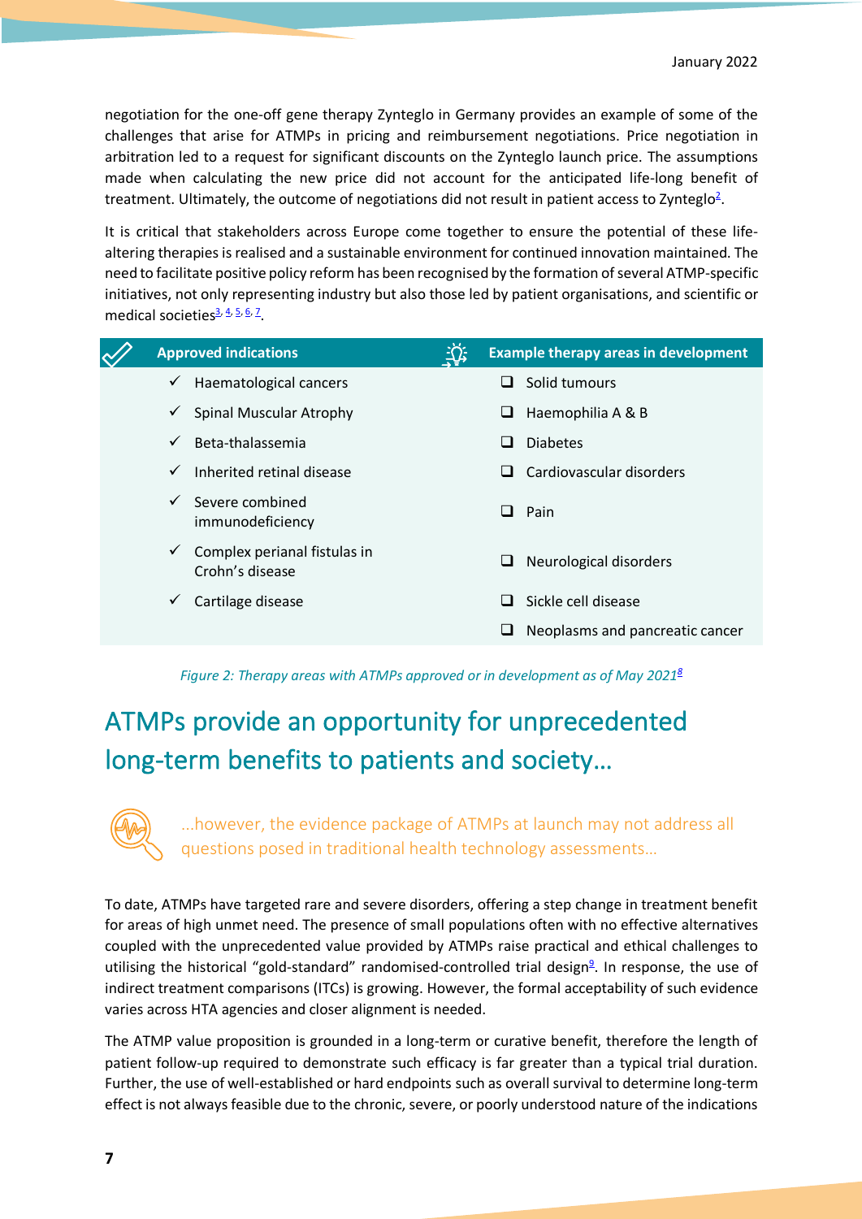negotiation for the one-off gene therapy Zynteglo in Germany provides an example of some of the challenges that arise for ATMPs in pricing and reimbursement negotiations. Price negotiation in arbitration led to a request for significant discounts on the Zynteglo launch price. The assumptions made when calculating the new price did not account for the anticipated life-long benefit of treatment. Ultimately, the outcome of negotiations did not result in patient access to Zynteglo[2].

It is critical that stakeholders across Europe come together to ensure the potential of these life-altering therapies is realised and a sustainable environment for continued innovation maintained. The need to facilitate positive policy reform has been recognised by the formation of several ATMP-specific initiatives, not only representing industry but also those led by patient organisations, and scientific or medical societies[3, 4, 5, 6, 7].

| Approved indications | Example therapy areas in development |
|---|---|
| ✓ Haematological cancers | ❑ Solid tumours |
| ✓ Spinal Muscular Atrophy | ❑ Haemophilia A & B |
| ✓ Beta-thalassemia | ❑ Diabetes |
| ✓ Inherited retinal disease | ❑ Cardiovascular disorders |
| ✓ Severe combined immunodeficiency | ❑ Pain |
| ✓ Complex perianal fistulas in Crohn's disease | ❑ Neurological disorders |
| ✓ Cartilage disease | ❑ Sickle cell disease |
| | ❑ Neoplasms and pancreatic cancer |

*Figure 2: Therapy areas with ATMPs approved or in development as of May 2021[8]*

## ATMPs provide an opportunity for unprecedented long-term benefits to patients and society…

…however, the evidence package of ATMPs at launch may not address all questions posed in traditional health technology assessments…

To date, ATMPs have targeted rare and severe disorders, offering a step change in treatment benefit for areas of high unmet need. The presence of small populations often with no effective alternatives coupled with the unprecedented value provided by ATMPs raise practical and ethical challenges to utilising the historical "gold-standard" randomised-controlled trial design[9]. In response, the use of indirect treatment comparisons (ITCs) is growing. However, the formal acceptability of such evidence varies across HTA agencies and closer alignment is needed.

The ATMP value proposition is grounded in a long-term or curative benefit, therefore the length of patient follow-up required to demonstrate such efficacy is far greater than a typical trial duration. Further, the use of well-established or hard endpoints such as overall survival to determine long-term effect is not always feasible due to the chronic, severe, or poorly understood nature of the indications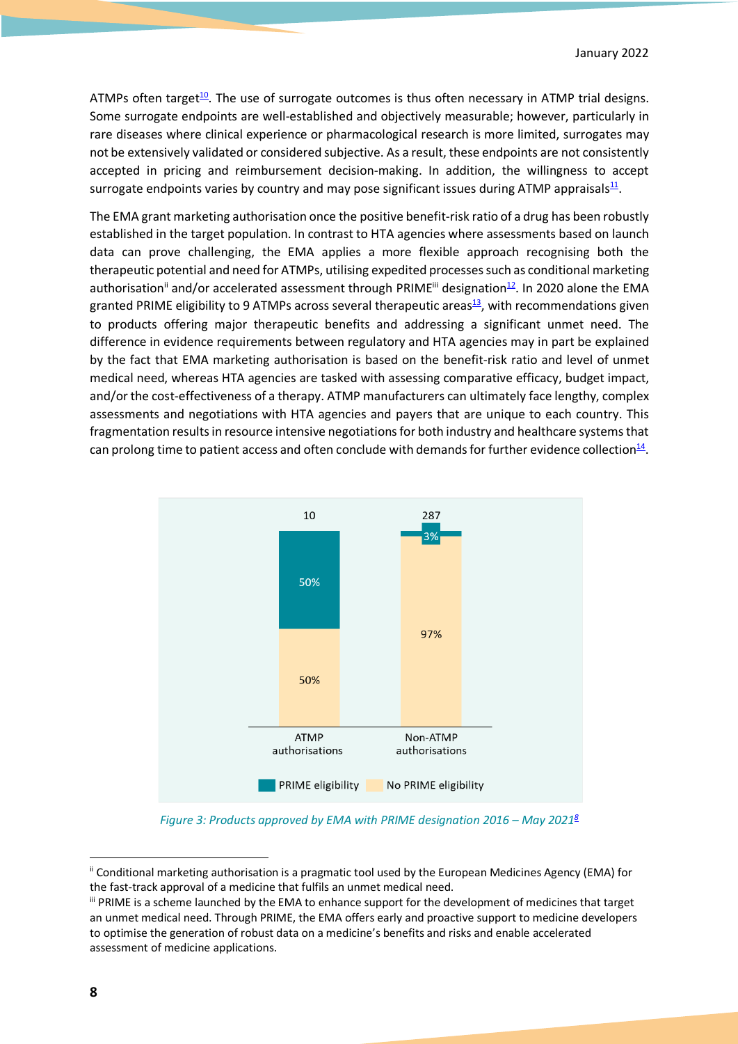ATMPs often target[10]. The use of surrogate outcomes is thus often necessary in ATMP trial designs. Some surrogate endpoints are well-established and objectively measurable; however, particularly in rare diseases where clinical experience or pharmacological research is more limited, surrogates may not be extensively validated or considered subjective. As a result, these endpoints are not consistently accepted in pricing and reimbursement decision-making. In addition, the willingness to accept surrogate endpoints varies by country and may pose significant issues during ATMP appraisals[11].

The EMA grant marketing authorisation once the positive benefit-risk ratio of a drug has been robustly established in the target population. In contrast to HTA agencies where assessments based on launch data can prove challenging, the EMA applies a more flexible approach recognising both the therapeutic potential and need for ATMPs, utilising expedited processes such as conditional marketing authorisation[ii] and/or accelerated assessment through PRIME[iii] designation[12]. In 2020 alone the EMA granted PRIME eligibility to 9 ATMPs across several therapeutic areas[13], with recommendations given to products offering major therapeutic benefits and addressing a significant unmet need. The difference in evidence requirements between regulatory and HTA agencies may in part be explained by the fact that EMA marketing authorisation is based on the benefit-risk ratio and level of unmet medical need, whereas HTA agencies are tasked with assessing comparative efficacy, budget impact, and/or the cost-effectiveness of a therapy. ATMP manufacturers can ultimately face lengthy, complex assessments and negotiations with HTA agencies and payers that are unique to each country. This fragmentation results in resource intensive negotiations for both industry and healthcare systems that can prolong time to patient access and often conclude with demands for further evidence collection[14].

| | ATMP authorisations | Non-ATMP authorisations |
|---|---|---|
| Total | 10 | 287 |
| PRIME eligibility | 50% | 3% |
| No PRIME eligibility | 50% | 97% |

*Figure 3: Products approved by EMA with PRIME designation 2016 – May 2021[8]*

---

[ii] Conditional marketing authorisation is a pragmatic tool used by the European Medicines Agency (EMA) for the fast-track approval of a medicine that fulfils an unmet medical need.

[iii] PRIME is a scheme launched by the EMA to enhance support for the development of medicines that target an unmet medical need. Through PRIME, the EMA offers early and proactive support to medicine developers to optimise the generation of robust data on a medicine's benefits and risks and enable accelerated assessment of medicine applications.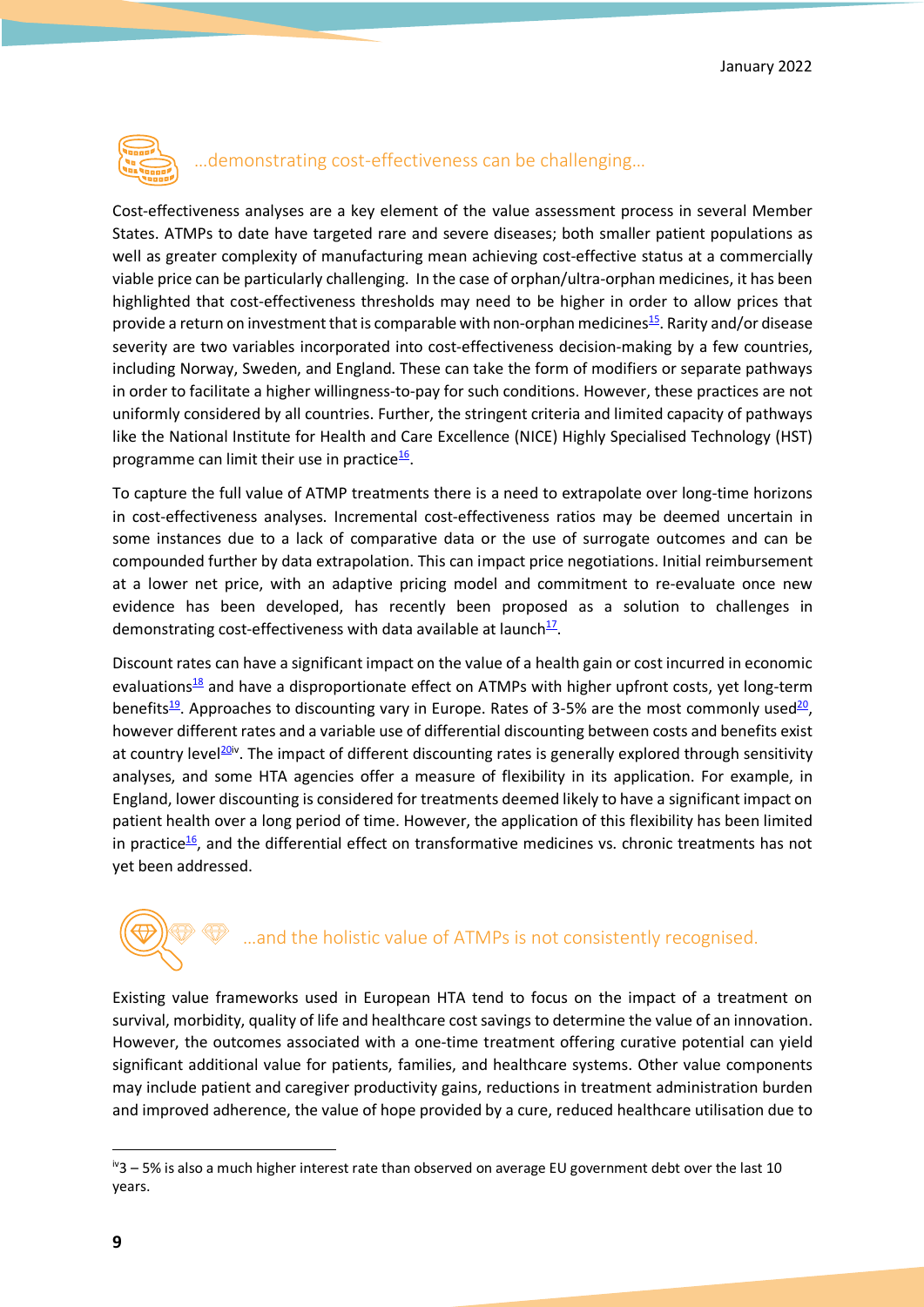## ...demonstrating cost-effectiveness can be challenging...

Cost-effectiveness analyses are a key element of the value assessment process in several Member States. ATMPs to date have targeted rare and severe diseases; both smaller patient populations as well as greater complexity of manufacturing mean achieving cost-effective status at a commercially viable price can be particularly challenging. In the case of orphan/ultra-orphan medicines, it has been highlighted that cost-effectiveness thresholds may need to be higher in order to allow prices that provide a return on investment that is comparable with non-orphan medicines[15]. Rarity and/or disease severity are two variables incorporated into cost-effectiveness decision-making by a few countries, including Norway, Sweden, and England. These can take the form of modifiers or separate pathways in order to facilitate a higher willingness-to-pay for such conditions. However, these practices are not uniformly considered by all countries. Further, the stringent criteria and limited capacity of pathways like the National Institute for Health and Care Excellence (NICE) Highly Specialised Technology (HST) programme can limit their use in practice[16].

To capture the full value of ATMP treatments there is a need to extrapolate over long-time horizons in cost-effectiveness analyses. Incremental cost-effectiveness ratios may be deemed uncertain in some instances due to a lack of comparative data or the use of surrogate outcomes and can be compounded further by data extrapolation. This can impact price negotiations. Initial reimbursement at a lower net price, with an adaptive pricing model and commitment to re-evaluate once new evidence has been developed, has recently been proposed as a solution to challenges in demonstrating cost-effectiveness with data available at launch[17].

Discount rates can have a significant impact on the value of a health gain or cost incurred in economic evaluations[18] and have a disproportionate effect on ATMPs with higher upfront costs, yet long-term benefits[19]. Approaches to discounting vary in Europe. Rates of 3-5% are the most commonly used[20], however different rates and a variable use of differential discounting between costs and benefits exist at country level[20][iv]. The impact of different discounting rates is generally explored through sensitivity analyses, and some HTA agencies offer a measure of flexibility in its application. For example, in England, lower discounting is considered for treatments deemed likely to have a significant impact on patient health over a long period of time. However, the application of this flexibility has been limited in practice[16], and the differential effect on transformative medicines vs. chronic treatments has not yet been addressed.

## ...and the holistic value of ATMPs is not consistently recognised.

Existing value frameworks used in European HTA tend to focus on the impact of a treatment on survival, morbidity, quality of life and healthcare cost savings to determine the value of an innovation. However, the outcomes associated with a one-time treatment offering curative potential can yield significant additional value for patients, families, and healthcare systems. Other value components may include patient and caregiver productivity gains, reductions in treatment administration burden and improved adherence, the value of hope provided by a cure, reduced healthcare utilisation due to

---

[iv] 3 – 5% is also a much higher interest rate than observed on average EU government debt over the last 10 years.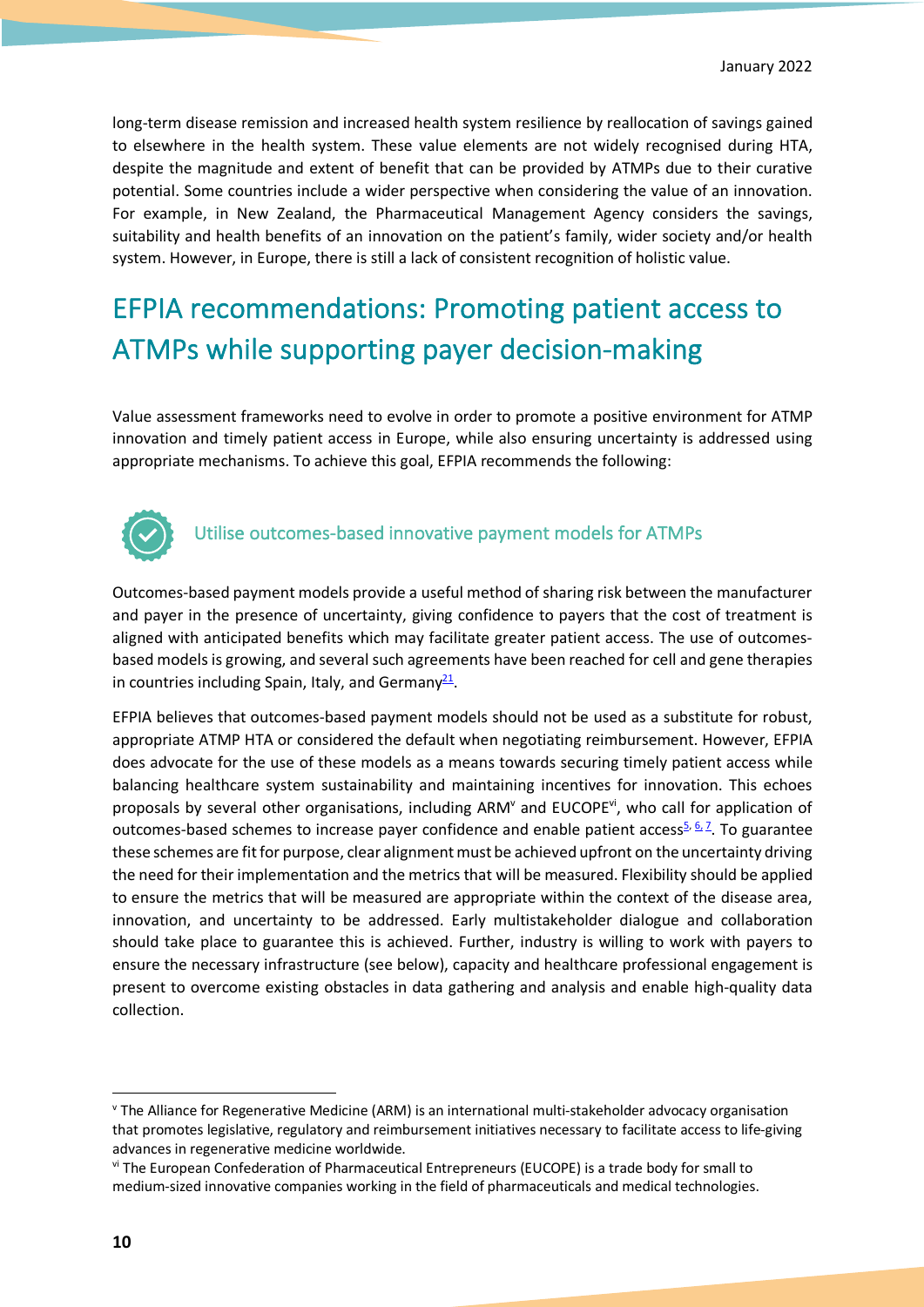long-term disease remission and increased health system resilience by reallocation of savings gained to elsewhere in the health system. These value elements are not widely recognised during HTA, despite the magnitude and extent of benefit that can be provided by ATMPs due to their curative potential. Some countries include a wider perspective when considering the value of an innovation. For example, in New Zealand, the Pharmaceutical Management Agency considers the savings, suitability and health benefits of an innovation on the patient's family, wider society and/or health system. However, in Europe, there is still a lack of consistent recognition of holistic value.

# EFPIA recommendations: Promoting patient access to ATMPs while supporting payer decision-making

Value assessment frameworks need to evolve in order to promote a positive environment for ATMP innovation and timely patient access in Europe, while also ensuring uncertainty is addressed using appropriate mechanisms. To achieve this goal, EFPIA recommends the following:

## Utilise outcomes-based innovative payment models for ATMPs

Outcomes-based payment models provide a useful method of sharing risk between the manufacturer and payer in the presence of uncertainty, giving confidence to payers that the cost of treatment is aligned with anticipated benefits which may facilitate greater patient access. The use of outcomes-based models is growing, and several such agreements have been reached for cell and gene therapies in countries including Spain, Italy, and Germany[21].

EFPIA believes that outcomes-based payment models should not be used as a substitute for robust, appropriate ATMP HTA or considered the default when negotiating reimbursement. However, EFPIA does advocate for the use of these models as a means towards securing timely patient access while balancing healthcare system sustainability and maintaining incentives for innovation. This echoes proposals by several other organisations, including ARM[v] and EUCOPE[vi], who call for application of outcomes-based schemes to increase payer confidence and enable patient access[5, 6, 7]. To guarantee these schemes are fit for purpose, clear alignment must be achieved upfront on the uncertainty driving the need for their implementation and the metrics that will be measured. Flexibility should be applied to ensure the metrics that will be measured are appropriate within the context of the disease area, innovation, and uncertainty to be addressed. Early multistakeholder dialogue and collaboration should take place to guarantee this is achieved. Further, industry is willing to work with payers to ensure the necessary infrastructure (see below), capacity and healthcare professional engagement is present to overcome existing obstacles in data gathering and analysis and enable high-quality data collection.

---

[v] The Alliance for Regenerative Medicine (ARM) is an international multi-stakeholder advocacy organisation that promotes legislative, regulatory and reimbursement initiatives necessary to facilitate access to life-giving advances in regenerative medicine worldwide.

[vi] The European Confederation of Pharmaceutical Entrepreneurs (EUCOPE) is a trade body for small to medium-sized innovative companies working in the field of pharmaceuticals and medical technologies.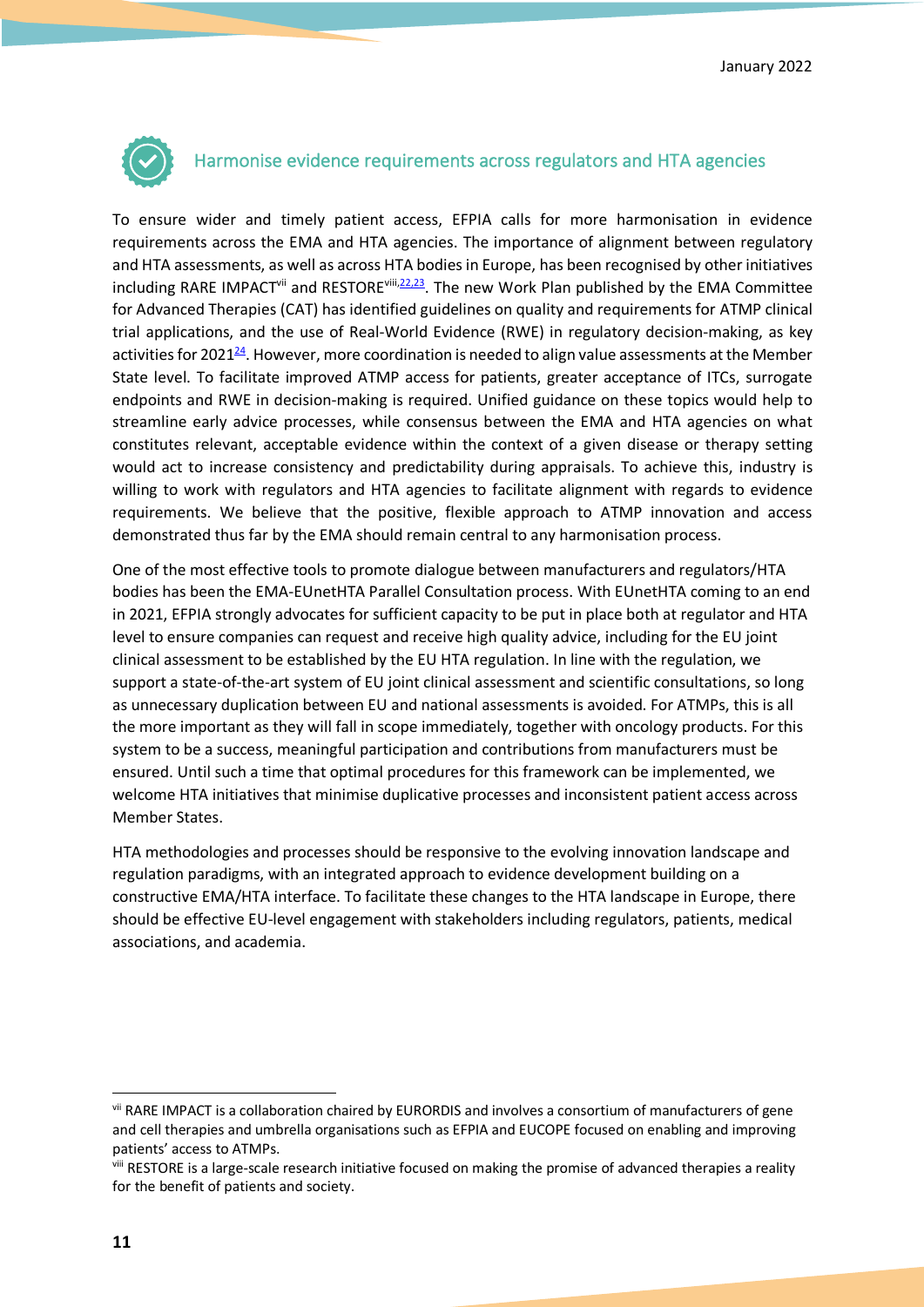## Harmonise evidence requirements across regulators and HTA agencies

To ensure wider and timely patient access, EFPIA calls for more harmonisation in evidence requirements across the EMA and HTA agencies. The importance of alignment between regulatory and HTA assessments, as well as across HTA bodies in Europe, has been recognised by other initiatives including RARE IMPACT[vii] and RESTORE[viii,22,23]. The new Work Plan published by the EMA Committee for Advanced Therapies (CAT) has identified guidelines on quality and requirements for ATMP clinical trial applications, and the use of Real-World Evidence (RWE) in regulatory decision-making, as key activities for 2021[24]. However, more coordination is needed to align value assessments at the Member State level. To facilitate improved ATMP access for patients, greater acceptance of ITCs, surrogate endpoints and RWE in decision-making is required. Unified guidance on these topics would help to streamline early advice processes, while consensus between the EMA and HTA agencies on what constitutes relevant, acceptable evidence within the context of a given disease or therapy setting would act to increase consistency and predictability during appraisals. To achieve this, industry is willing to work with regulators and HTA agencies to facilitate alignment with regards to evidence requirements. We believe that the positive, flexible approach to ATMP innovation and access demonstrated thus far by the EMA should remain central to any harmonisation process.

One of the most effective tools to promote dialogue between manufacturers and regulators/HTA bodies has been the EMA-EUnetHTA Parallel Consultation process. With EUnetHTA coming to an end in 2021, EFPIA strongly advocates for sufficient capacity to be put in place both at regulator and HTA level to ensure companies can request and receive high quality advice, including for the EU joint clinical assessment to be established by the EU HTA regulation. In line with the regulation, we support a state-of-the-art system of EU joint clinical assessment and scientific consultations, so long as unnecessary duplication between EU and national assessments is avoided. For ATMPs, this is all the more important as they will fall in scope immediately, together with oncology products. For this system to be a success, meaningful participation and contributions from manufacturers must be ensured. Until such a time that optimal procedures for this framework can be implemented, we welcome HTA initiatives that minimise duplicative processes and inconsistent patient access across Member States.

HTA methodologies and processes should be responsive to the evolving innovation landscape and regulation paradigms, with an integrated approach to evidence development building on a constructive EMA/HTA interface. To facilitate these changes to the HTA landscape in Europe, there should be effective EU-level engagement with stakeholders including regulators, patients, medical associations, and academia.

---

[vii] RARE IMPACT is a collaboration chaired by EURORDIS and involves a consortium of manufacturers of gene and cell therapies and umbrella organisations such as EFPIA and EUCOPE focused on enabling and improving patients' access to ATMPs.

[viii] RESTORE is a large-scale research initiative focused on making the promise of advanced therapies a reality for the benefit of patients and society.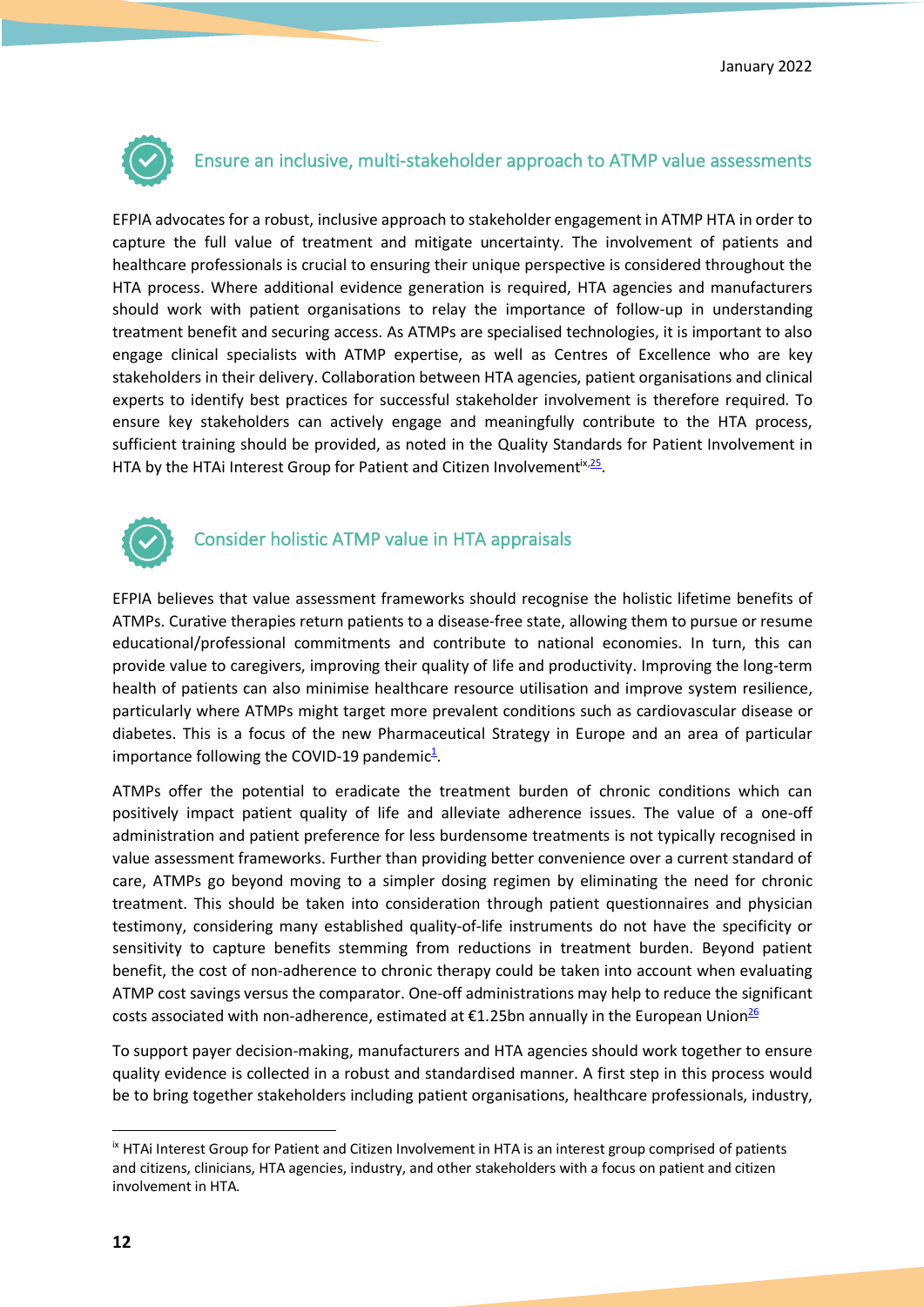## Ensure an inclusive, multi-stakeholder approach to ATMP value assessments

EFPIA advocates for a robust, inclusive approach to stakeholder engagement in ATMP HTA in order to capture the full value of treatment and mitigate uncertainty. The involvement of patients and healthcare professionals is crucial to ensuring their unique perspective is considered throughout the HTA process. Where additional evidence generation is required, HTA agencies and manufacturers should work with patient organisations to relay the importance of follow-up in understanding treatment benefit and securing access. As ATMPs are specialised technologies, it is important to also engage clinical specialists with ATMP expertise, as well as Centres of Excellence who are key stakeholders in their delivery. Collaboration between HTA agencies, patient organisations and clinical experts to identify best practices for successful stakeholder involvement is therefore required. To ensure key stakeholders can actively engage and meaningfully contribute to the HTA process, sufficient training should be provided, as noted in the Quality Standards for Patient Involvement in HTA by the HTAi Interest Group for Patient and Citizen Involvement[ix,25].

## Consider holistic ATMP value in HTA appraisals

EFPIA believes that value assessment frameworks should recognise the holistic lifetime benefits of ATMPs. Curative therapies return patients to a disease-free state, allowing them to pursue or resume educational/professional commitments and contribute to national economies. In turn, this can provide value to caregivers, improving their quality of life and productivity. Improving the long-term health of patients can also minimise healthcare resource utilisation and improve system resilience, particularly where ATMPs might target more prevalent conditions such as cardiovascular disease or diabetes. This is a focus of the new Pharmaceutical Strategy in Europe and an area of particular importance following the COVID-19 pandemic[1].

ATMPs offer the potential to eradicate the treatment burden of chronic conditions which can positively impact patient quality of life and alleviate adherence issues. The value of a one-off administration and patient preference for less burdensome treatments is not typically recognised in value assessment frameworks. Further than providing better convenience over a current standard of care, ATMPs go beyond moving to a simpler dosing regimen by eliminating the need for chronic treatment. This should be taken into consideration through patient questionnaires and physician testimony, considering many established quality-of-life instruments do not have the specificity or sensitivity to capture benefits stemming from reductions in treatment burden. Beyond patient benefit, the cost of non-adherence to chronic therapy could be taken into account when evaluating ATMP cost savings versus the comparator. One-off administrations may help to reduce the significant costs associated with non-adherence, estimated at €1.25bn annually in the European Union[26]

To support payer decision-making, manufacturers and HTA agencies should work together to ensure quality evidence is collected in a robust and standardised manner. A first step in this process would be to bring together stakeholders including patient organisations, healthcare professionals, industry,

---

[ix] HTAi Interest Group for Patient and Citizen Involvement in HTA is an interest group comprised of patients and citizens, clinicians, HTA agencies, industry, and other stakeholders with a focus on patient and citizen involvement in HTA.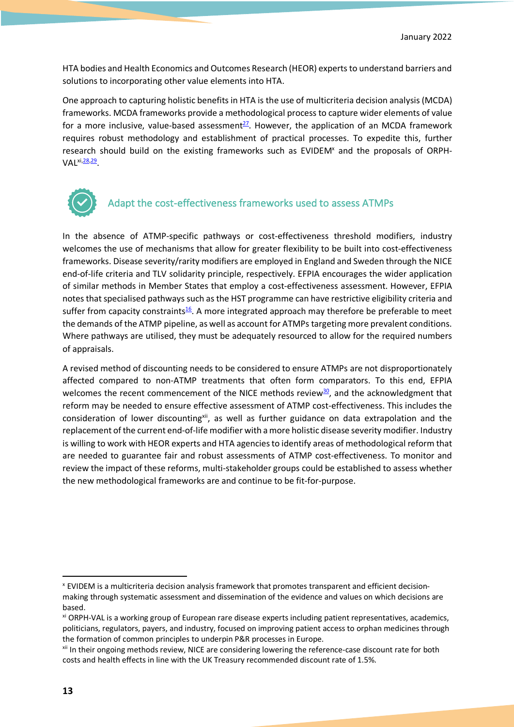HTA bodies and Health Economics and Outcomes Research (HEOR) experts to understand barriers and solutions to incorporating other value elements into HTA.

One approach to capturing holistic benefits in HTA is the use of multicriteria decision analysis (MCDA) frameworks. MCDA frameworks provide a methodological process to capture wider elements of value for a more inclusive, value-based assessment[27]. However, the application of an MCDA framework requires robust methodology and establishment of practical processes. To expedite this, further research should build on the existing frameworks such as EVIDEM[x] and the proposals of ORPH-VAL[xi,28,29].

## Adapt the cost-effectiveness frameworks used to assess ATMPs

In the absence of ATMP-specific pathways or cost-effectiveness threshold modifiers, industry welcomes the use of mechanisms that allow for greater flexibility to be built into cost-effectiveness frameworks. Disease severity/rarity modifiers are employed in England and Sweden through the NICE end-of-life criteria and TLV solidarity principle, respectively. EFPIA encourages the wider application of similar methods in Member States that employ a cost-effectiveness assessment. However, EFPIA notes that specialised pathways such as the HST programme can have restrictive eligibility criteria and suffer from capacity constraints[16]. A more integrated approach may therefore be preferable to meet the demands of the ATMP pipeline, as well as account for ATMPs targeting more prevalent conditions. Where pathways are utilised, they must be adequately resourced to allow for the required numbers of appraisals.

A revised method of discounting needs to be considered to ensure ATMPs are not disproportionately affected compared to non-ATMP treatments that often form comparators. To this end, EFPIA welcomes the recent commencement of the NICE methods review[30], and the acknowledgment that reform may be needed to ensure effective assessment of ATMP cost-effectiveness. This includes the consideration of lower discounting[xii], as well as further guidance on data extrapolation and the replacement of the current end-of-life modifier with a more holistic disease severity modifier. Industry is willing to work with HEOR experts and HTA agencies to identify areas of methodological reform that are needed to guarantee fair and robust assessments of ATMP cost-effectiveness. To monitor and review the impact of these reforms, multi-stakeholder groups could be established to assess whether the new methodological frameworks are and continue to be fit-for-purpose.

---

[x] EVIDEM is a multicriteria decision analysis framework that promotes transparent and efficient decision-making through systematic assessment and dissemination of the evidence and values on which decisions are based.

[xi] ORPH-VAL is a working group of European rare disease experts including patient representatives, academics, politicians, regulators, payers, and industry, focused on improving patient access to orphan medicines through the formation of common principles to underpin P&R processes in Europe.

[xii] In their ongoing methods review, NICE are considering lowering the reference-case discount rate for both costs and health effects in line with the UK Treasury recommended discount rate of 1.5%.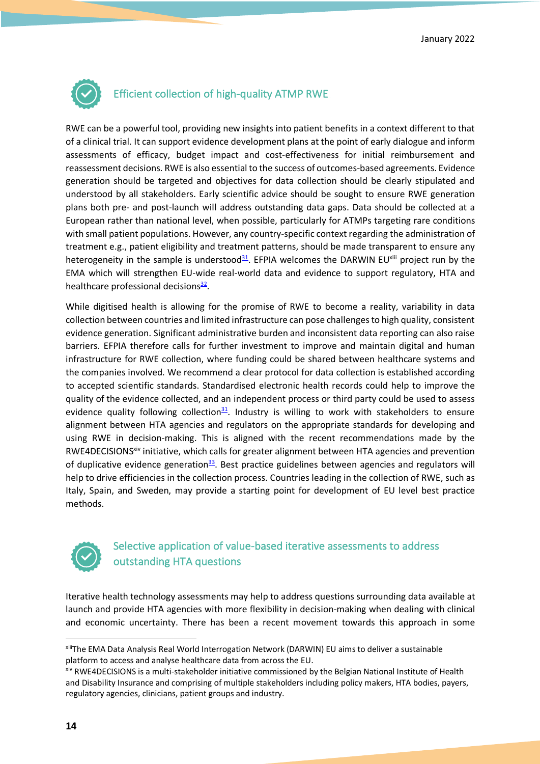## Efficient collection of high-quality ATMP RWE

RWE can be a powerful tool, providing new insights into patient benefits in a context different to that of a clinical trial. It can support evidence development plans at the point of early dialogue and inform assessments of efficacy, budget impact and cost-effectiveness for initial reimbursement and reassessment decisions. RWE is also essential to the success of outcomes-based agreements. Evidence generation should be targeted and objectives for data collection should be clearly stipulated and understood by all stakeholders. Early scientific advice should be sought to ensure RWE generation plans both pre- and post-launch will address outstanding data gaps. Data should be collected at a European rather than national level, when possible, particularly for ATMPs targeting rare conditions with small patient populations. However, any country-specific context regarding the administration of treatment e.g., patient eligibility and treatment patterns, should be made transparent to ensure any heterogeneity in the sample is understood[31]. EFPIA welcomes the DARWIN EU[xiii] project run by the EMA which will strengthen EU-wide real-world data and evidence to support regulatory, HTA and healthcare professional decisions[32].

While digitised health is allowing for the promise of RWE to become a reality, variability in data collection between countries and limited infrastructure can pose challenges to high quality, consistent evidence generation. Significant administrative burden and inconsistent data reporting can also raise barriers. EFPIA therefore calls for further investment to improve and maintain digital and human infrastructure for RWE collection, where funding could be shared between healthcare systems and the companies involved. We recommend a clear protocol for data collection is established according to accepted scientific standards. Standardised electronic health records could help to improve the quality of the evidence collected, and an independent process or third party could be used to assess evidence quality following collection[31]. Industry is willing to work with stakeholders to ensure alignment between HTA agencies and regulators on the appropriate standards for developing and using RWE in decision-making. This is aligned with the recent recommendations made by the RWE4DECISIONS[xiv] initiative, which calls for greater alignment between HTA agencies and prevention of duplicative evidence generation[33]. Best practice guidelines between agencies and regulators will help to drive efficiencies in the collection process. Countries leading in the collection of RWE, such as Italy, Spain, and Sweden, may provide a starting point for development of EU level best practice methods.

## Selective application of value-based iterative assessments to address outstanding HTA questions

Iterative health technology assessments may help to address questions surrounding data available at launch and provide HTA agencies with more flexibility in decision-making when dealing with clinical and economic uncertainty. There has been a recent movement towards this approach in some

---

[xiii] The EMA Data Analysis Real World Interrogation Network (DARWIN) EU aims to deliver a sustainable platform to access and analyse healthcare data from across the EU.

[xiv] RWE4DECISIONS is a multi-stakeholder initiative commissioned by the Belgian National Institute of Health and Disability Insurance and comprising of multiple stakeholders including policy makers, HTA bodies, payers, regulatory agencies, clinicians, patient groups and industry.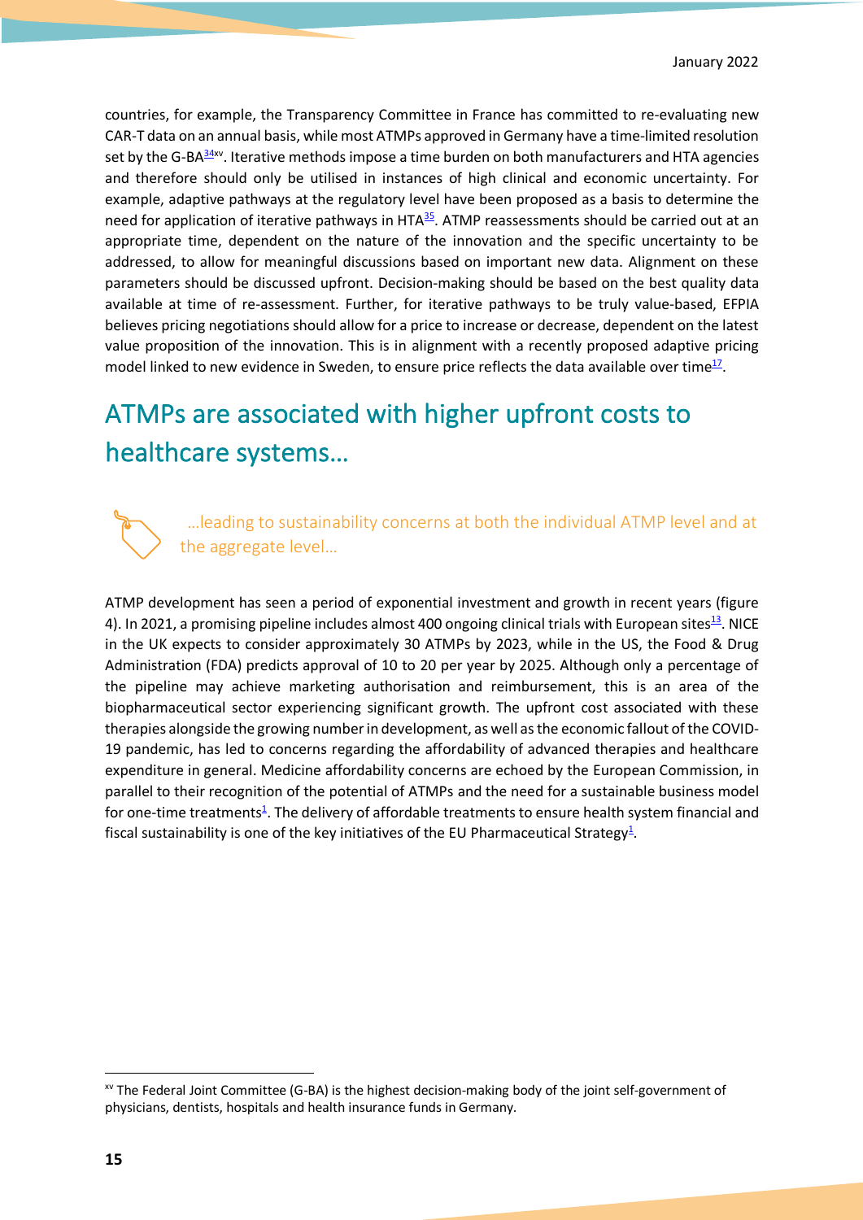countries, for example, the Transparency Committee in France has committed to re-evaluating new CAR-T data on an annual basis, while most ATMPs approved in Germany have a time-limited resolution set by the G-BA[34][xv]. Iterative methods impose a time burden on both manufacturers and HTA agencies and therefore should only be utilised in instances of high clinical and economic uncertainty. For example, adaptive pathways at the regulatory level have been proposed as a basis to determine the need for application of iterative pathways in HTA[35]. ATMP reassessments should be carried out at an appropriate time, dependent on the nature of the innovation and the specific uncertainty to be addressed, to allow for meaningful discussions based on important new data. Alignment on these parameters should be discussed upfront. Decision-making should be based on the best quality data available at time of re-assessment. Further, for iterative pathways to be truly value-based, EFPIA believes pricing negotiations should allow for a price to increase or decrease, dependent on the latest value proposition of the innovation. This is in alignment with a recently proposed adaptive pricing model linked to new evidence in Sweden, to ensure price reflects the data available over time[17].

## ATMPs are associated with higher upfront costs to healthcare systems…

### …leading to sustainability concerns at both the individual ATMP level and at the aggregate level…

ATMP development has seen a period of exponential investment and growth in recent years (figure 4). In 2021, a promising pipeline includes almost 400 ongoing clinical trials with European sites[13]. NICE in the UK expects to consider approximately 30 ATMPs by 2023, while in the US, the Food & Drug Administration (FDA) predicts approval of 10 to 20 per year by 2025. Although only a percentage of the pipeline may achieve marketing authorisation and reimbursement, this is an area of the biopharmaceutical sector experiencing significant growth. The upfront cost associated with these therapies alongside the growing number in development, as well as the economic fallout of the COVID-19 pandemic, has led to concerns regarding the affordability of advanced therapies and healthcare expenditure in general. Medicine affordability concerns are echoed by the European Commission, in parallel to their recognition of the potential of ATMPs and the need for a sustainable business model for one-time treatments[1]. The delivery of affordable treatments to ensure health system financial and fiscal sustainability is one of the key initiatives of the EU Pharmaceutical Strategy[1].

[xv] The Federal Joint Committee (G-BA) is the highest decision-making body of the joint self-government of physicians, dentists, hospitals and health insurance funds in Germany.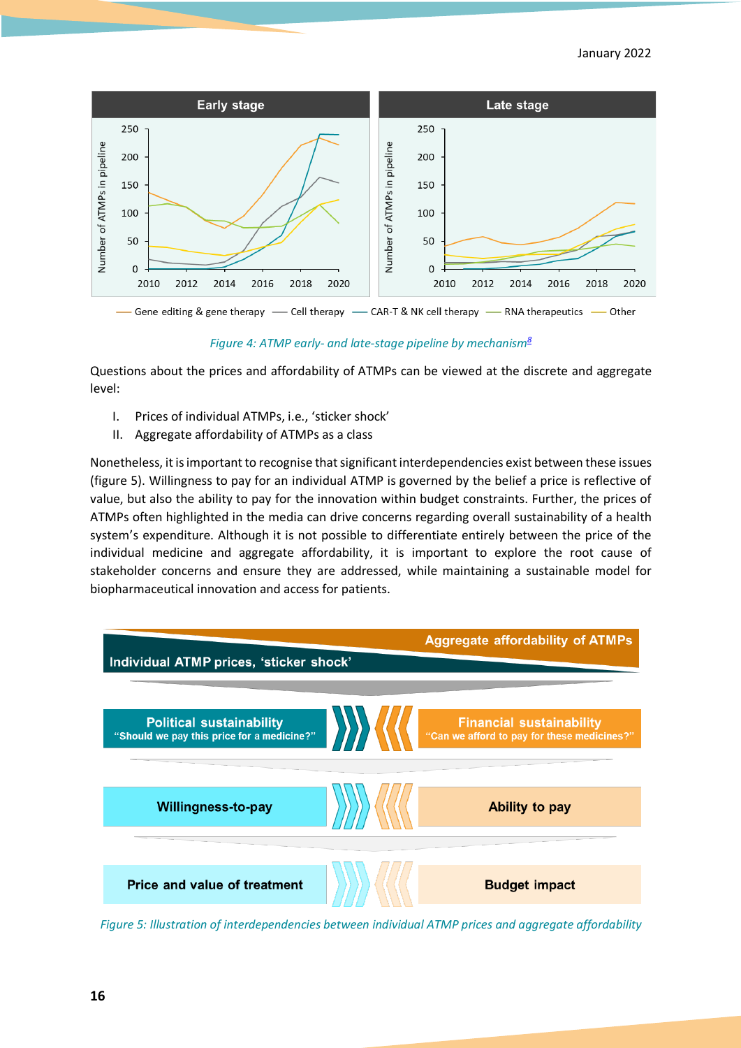Figure 4: ATMP early- and late-stage pipeline by mechanism[8]

Questions about the prices and affordability of ATMPs can be viewed at the discrete and aggregate level:

I. Prices of individual ATMPs, i.e., ‘sticker shock’
II. Aggregate affordability of ATMPs as a class

Nonetheless, it is important to recognise that significant interdependencies exist between these issues (figure 5). Willingness to pay for an individual ATMP is governed by the belief a price is reflective of value, but also the ability to pay for the innovation within budget constraints. Further, the prices of ATMPs often highlighted in the media can drive concerns regarding overall sustainability of a health system’s expenditure. Although it is not possible to differentiate entirely between the price of the individual medicine and aggregate affordability, it is important to explore the root cause of stakeholder concerns and ensure they are addressed, while maintaining a sustainable model for biopharmaceutical innovation and access for patients.

Figure 5: Illustration of interdependencies between individual ATMP prices and aggregate affordability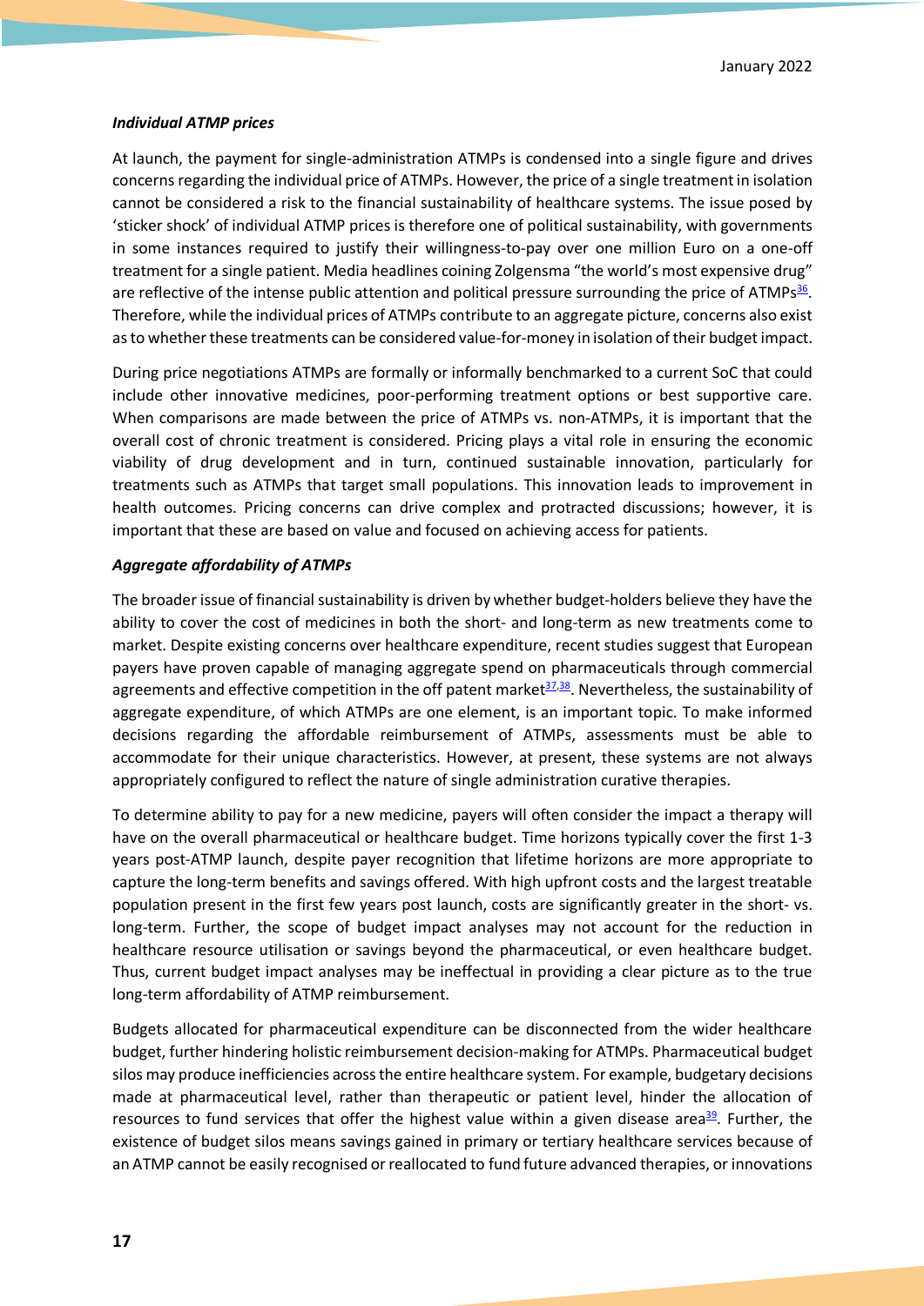***Individual ATMP prices***

At launch, the payment for single-administration ATMPs is condensed into a single figure and drives concerns regarding the individual price of ATMPs. However, the price of a single treatment in isolation cannot be considered a risk to the financial sustainability of healthcare systems. The issue posed by 'sticker shock' of individual ATMP prices is therefore one of political sustainability, with governments in some instances required to justify their willingness-to-pay over one million Euro on a one-off treatment for a single patient. Media headlines coining Zolgensma "the world's most expensive drug" are reflective of the intense public attention and political pressure surrounding the price of ATMPs[36]. Therefore, while the individual prices of ATMPs contribute to an aggregate picture, concerns also exist as to whether these treatments can be considered value-for-money in isolation of their budget impact.

During price negotiations ATMPs are formally or informally benchmarked to a current SoC that could include other innovative medicines, poor-performing treatment options or best supportive care. When comparisons are made between the price of ATMPs vs. non-ATMPs, it is important that the overall cost of chronic treatment is considered. Pricing plays a vital role in ensuring the economic viability of drug development and in turn, continued sustainable innovation, particularly for treatments such as ATMPs that target small populations. This innovation leads to improvement in health outcomes. Pricing concerns can drive complex and protracted discussions; however, it is important that these are based on value and focused on achieving access for patients.

***Aggregate affordability of ATMPs***

The broader issue of financial sustainability is driven by whether budget-holders believe they have the ability to cover the cost of medicines in both the short- and long-term as new treatments come to market. Despite existing concerns over healthcare expenditure, recent studies suggest that European payers have proven capable of managing aggregate spend on pharmaceuticals through commercial agreements and effective competition in the off patent market[37,38]. Nevertheless, the sustainability of aggregate expenditure, of which ATMPs are one element, is an important topic. To make informed decisions regarding the affordable reimbursement of ATMPs, assessments must be able to accommodate for their unique characteristics. However, at present, these systems are not always appropriately configured to reflect the nature of single administration curative therapies.

To determine ability to pay for a new medicine, payers will often consider the impact a therapy will have on the overall pharmaceutical or healthcare budget. Time horizons typically cover the first 1-3 years post-ATMP launch, despite payer recognition that lifetime horizons are more appropriate to capture the long-term benefits and savings offered. With high upfront costs and the largest treatable population present in the first few years post launch, costs are significantly greater in the short- vs. long-term. Further, the scope of budget impact analyses may not account for the reduction in healthcare resource utilisation or savings beyond the pharmaceutical, or even healthcare budget. Thus, current budget impact analyses may be ineffectual in providing a clear picture as to the true long-term affordability of ATMP reimbursement.

Budgets allocated for pharmaceutical expenditure can be disconnected from the wider healthcare budget, further hindering holistic reimbursement decision-making for ATMPs. Pharmaceutical budget silos may produce inefficiencies across the entire healthcare system. For example, budgetary decisions made at pharmaceutical level, rather than therapeutic or patient level, hinder the allocation of resources to fund services that offer the highest value within a given disease area[39]. Further, the existence of budget silos means savings gained in primary or tertiary healthcare services because of an ATMP cannot be easily recognised or reallocated to fund future advanced therapies, or innovations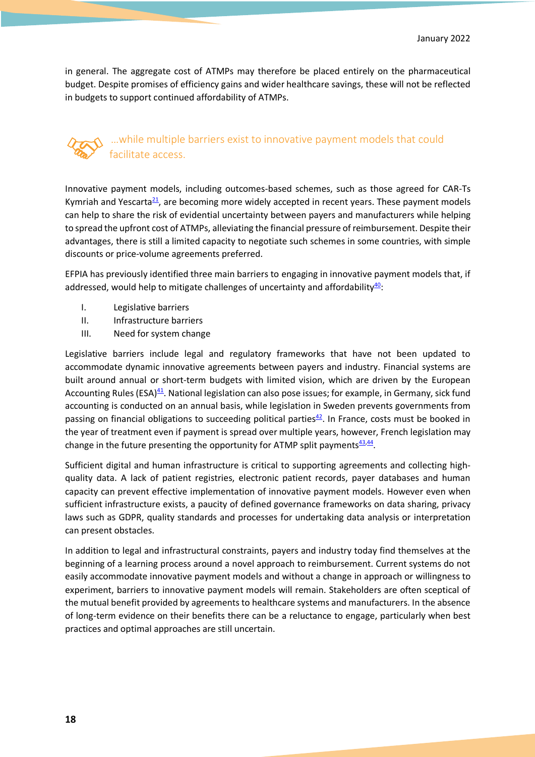in general. The aggregate cost of ATMPs may therefore be placed entirely on the pharmaceutical budget. Despite promises of efficiency gains and wider healthcare savings, these will not be reflected in budgets to support continued affordability of ATMPs.

## …while multiple barriers exist to innovative payment models that could facilitate access.

Innovative payment models, including outcomes-based schemes, such as those agreed for CAR-Ts Kymriah and Yescarta[21], are becoming more widely accepted in recent years. These payment models can help to share the risk of evidential uncertainty between payers and manufacturers while helping to spread the upfront cost of ATMPs, alleviating the financial pressure of reimbursement. Despite their advantages, there is still a limited capacity to negotiate such schemes in some countries, with simple discounts or price-volume agreements preferred.

EFPIA has previously identified three main barriers to engaging in innovative payment models that, if addressed, would help to mitigate challenges of uncertainty and affordability[40]:

I. Legislative barriers
II. Infrastructure barriers
III. Need for system change

Legislative barriers include legal and regulatory frameworks that have not been updated to accommodate dynamic innovative agreements between payers and industry. Financial systems are built around annual or short-term budgets with limited vision, which are driven by the European Accounting Rules (ESA)[41]. National legislation can also pose issues; for example, in Germany, sick fund accounting is conducted on an annual basis, while legislation in Sweden prevents governments from passing on financial obligations to succeeding political parties[42]. In France, costs must be booked in the year of treatment even if payment is spread over multiple years, however, French legislation may change in the future presenting the opportunity for ATMP split payments[43,44].

Sufficient digital and human infrastructure is critical to supporting agreements and collecting high-quality data. A lack of patient registries, electronic patient records, payer databases and human capacity can prevent effective implementation of innovative payment models. However even when sufficient infrastructure exists, a paucity of defined governance frameworks on data sharing, privacy laws such as GDPR, quality standards and processes for undertaking data analysis or interpretation can present obstacles.

In addition to legal and infrastructural constraints, payers and industry today find themselves at the beginning of a learning process around a novel approach to reimbursement. Current systems do not easily accommodate innovative payment models and without a change in approach or willingness to experiment, barriers to innovative payment models will remain. Stakeholders are often sceptical of the mutual benefit provided by agreements to healthcare systems and manufacturers. In the absence of long-term evidence on their benefits there can be a reluctance to engage, particularly when best practices and optimal approaches are still uncertain.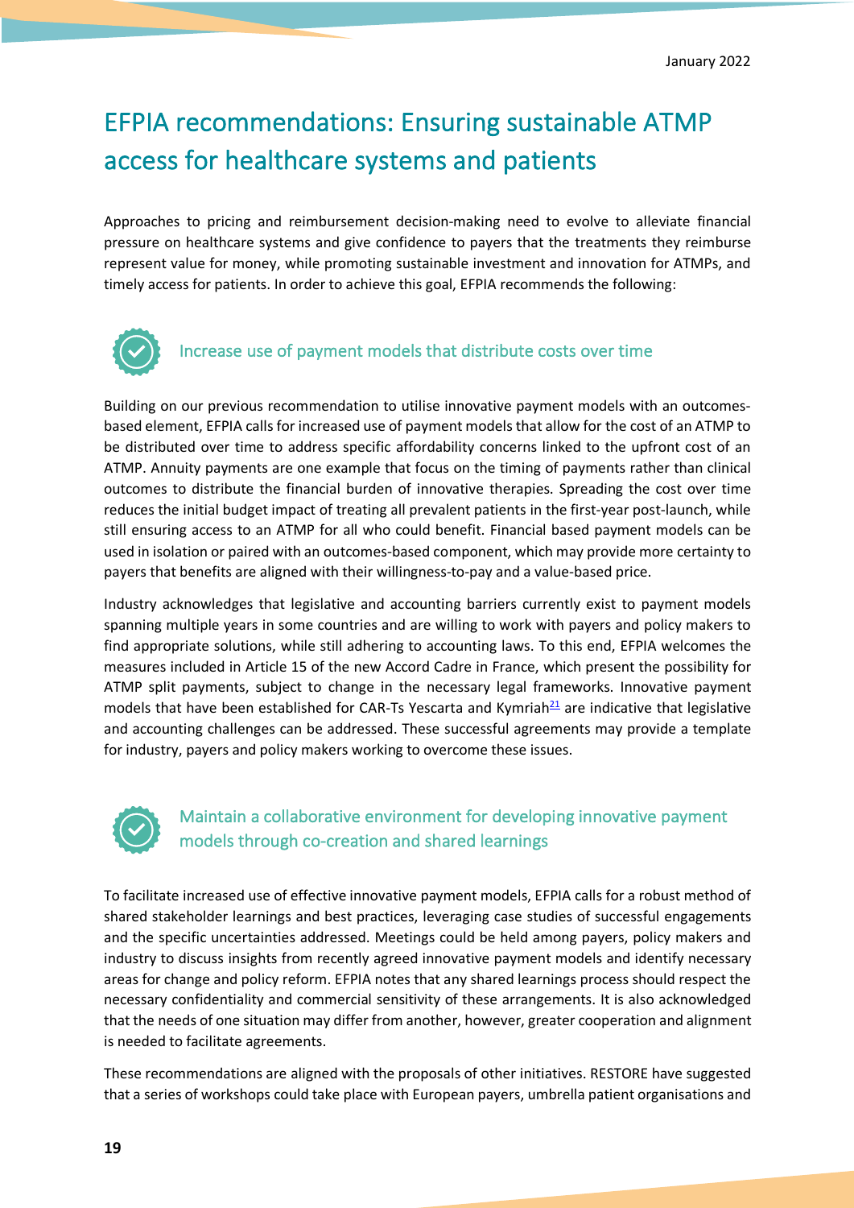# EFPIA recommendations: Ensuring sustainable ATMP access for healthcare systems and patients

Approaches to pricing and reimbursement decision-making need to evolve to alleviate financial pressure on healthcare systems and give confidence to payers that the treatments they reimburse represent value for money, while promoting sustainable investment and innovation for ATMPs, and timely access for patients. In order to achieve this goal, EFPIA recommends the following:

## Increase use of payment models that distribute costs over time

Building on our previous recommendation to utilise innovative payment models with an outcomes-based element, EFPIA calls for increased use of payment models that allow for the cost of an ATMP to be distributed over time to address specific affordability concerns linked to the upfront cost of an ATMP. Annuity payments are one example that focus on the timing of payments rather than clinical outcomes to distribute the financial burden of innovative therapies. Spreading the cost over time reduces the initial budget impact of treating all prevalent patients in the first-year post-launch, while still ensuring access to an ATMP for all who could benefit. Financial based payment models can be used in isolation or paired with an outcomes-based component, which may provide more certainty to payers that benefits are aligned with their willingness-to-pay and a value-based price.

Industry acknowledges that legislative and accounting barriers currently exist to payment models spanning multiple years in some countries and are willing to work with payers and policy makers to find appropriate solutions, while still adhering to accounting laws. To this end, EFPIA welcomes the measures included in Article 15 of the new Accord Cadre in France, which present the possibility for ATMP split payments, subject to change in the necessary legal frameworks. Innovative payment models that have been established for CAR-Ts Yescarta and Kymriah[21] are indicative that legislative and accounting challenges can be addressed. These successful agreements may provide a template for industry, payers and policy makers working to overcome these issues.

## Maintain a collaborative environment for developing innovative payment models through co-creation and shared learnings

To facilitate increased use of effective innovative payment models, EFPIA calls for a robust method of shared stakeholder learnings and best practices, leveraging case studies of successful engagements and the specific uncertainties addressed. Meetings could be held among payers, policy makers and industry to discuss insights from recently agreed innovative payment models and identify necessary areas for change and policy reform. EFPIA notes that any shared learnings process should respect the necessary confidentiality and commercial sensitivity of these arrangements. It is also acknowledged that the needs of one situation may differ from another, however, greater cooperation and alignment is needed to facilitate agreements.

These recommendations are aligned with the proposals of other initiatives. RESTORE have suggested that a series of workshops could take place with European payers, umbrella patient organisations and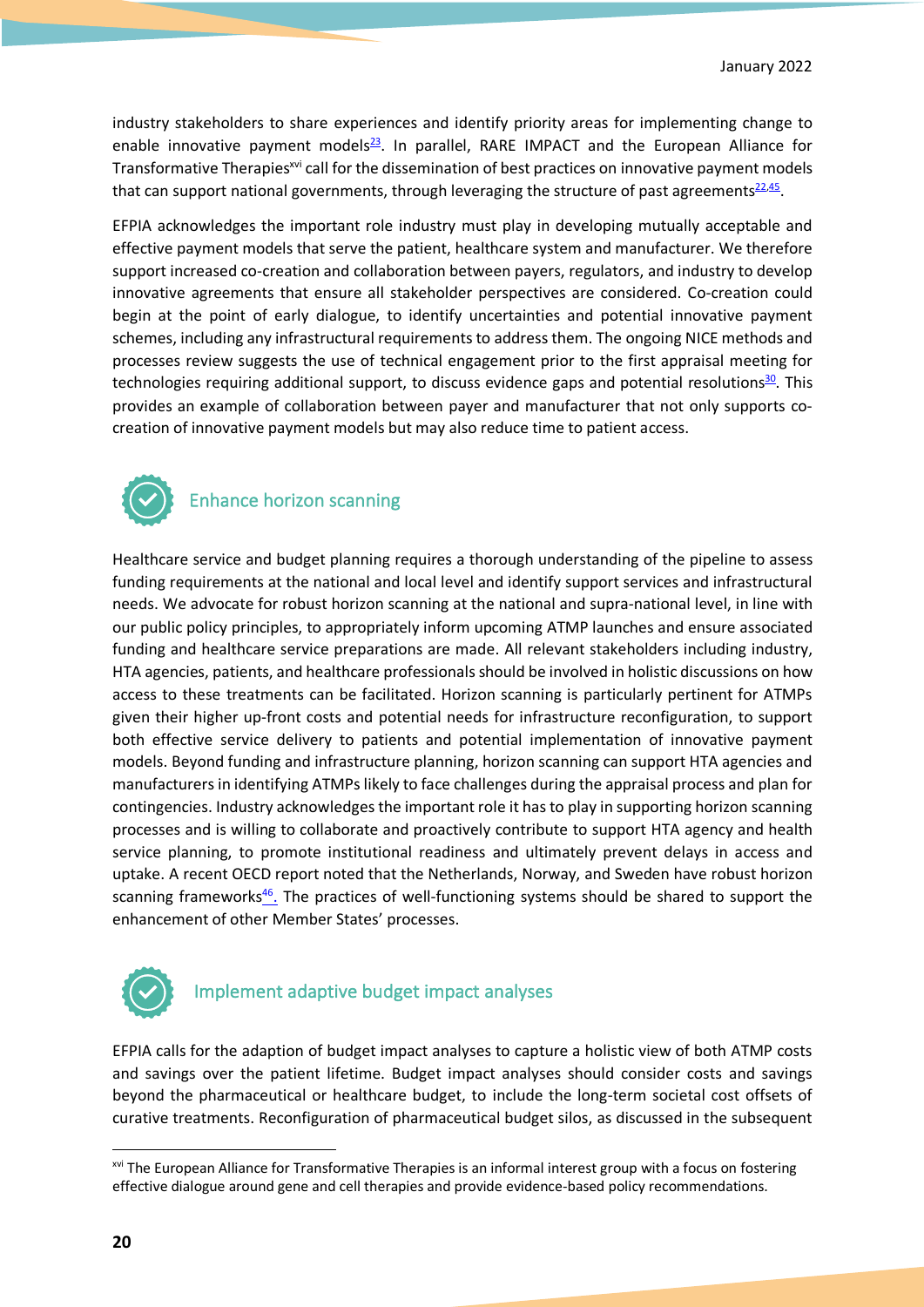industry stakeholders to share experiences and identify priority areas for implementing change to enable innovative payment models[23]. In parallel, RARE IMPACT and the European Alliance for Transformative Therapies[xvi] call for the dissemination of best practices on innovative payment models that can support national governments, through leveraging the structure of past agreements[22,45].

EFPIA acknowledges the important role industry must play in developing mutually acceptable and effective payment models that serve the patient, healthcare system and manufacturer. We therefore support increased co-creation and collaboration between payers, regulators, and industry to develop innovative agreements that ensure all stakeholder perspectives are considered. Co-creation could begin at the point of early dialogue, to identify uncertainties and potential innovative payment schemes, including any infrastructural requirements to address them. The ongoing NICE methods and processes review suggests the use of technical engagement prior to the first appraisal meeting for technologies requiring additional support, to discuss evidence gaps and potential resolutions[30]. This provides an example of collaboration between payer and manufacturer that not only supports co-creation of innovative payment models but may also reduce time to patient access.

## Enhance horizon scanning

Healthcare service and budget planning requires a thorough understanding of the pipeline to assess funding requirements at the national and local level and identify support services and infrastructural needs. We advocate for robust horizon scanning at the national and supra-national level, in line with our public policy principles, to appropriately inform upcoming ATMP launches and ensure associated funding and healthcare service preparations are made. All relevant stakeholders including industry, HTA agencies, patients, and healthcare professionals should be involved in holistic discussions on how access to these treatments can be facilitated. Horizon scanning is particularly pertinent for ATMPs given their higher up-front costs and potential needs for infrastructure reconfiguration, to support both effective service delivery to patients and potential implementation of innovative payment models. Beyond funding and infrastructure planning, horizon scanning can support HTA agencies and manufacturers in identifying ATMPs likely to face challenges during the appraisal process and plan for contingencies. Industry acknowledges the important role it has to play in supporting horizon scanning processes and is willing to collaborate and proactively contribute to support HTA agency and health service planning, to promote institutional readiness and ultimately prevent delays in access and uptake. A recent OECD report noted that the Netherlands, Norway, and Sweden have robust horizon scanning frameworks[46]. The practices of well-functioning systems should be shared to support the enhancement of other Member States' processes.

## Implement adaptive budget impact analyses

EFPIA calls for the adaption of budget impact analyses to capture a holistic view of both ATMP costs and savings over the patient lifetime. Budget impact analyses should consider costs and savings beyond the pharmaceutical or healthcare budget, to include the long-term societal cost offsets of curative treatments. Reconfiguration of pharmaceutical budget silos, as discussed in the subsequent

---

[xvi] The European Alliance for Transformative Therapies is an informal interest group with a focus on fostering effective dialogue around gene and cell therapies and provide evidence-based policy recommendations.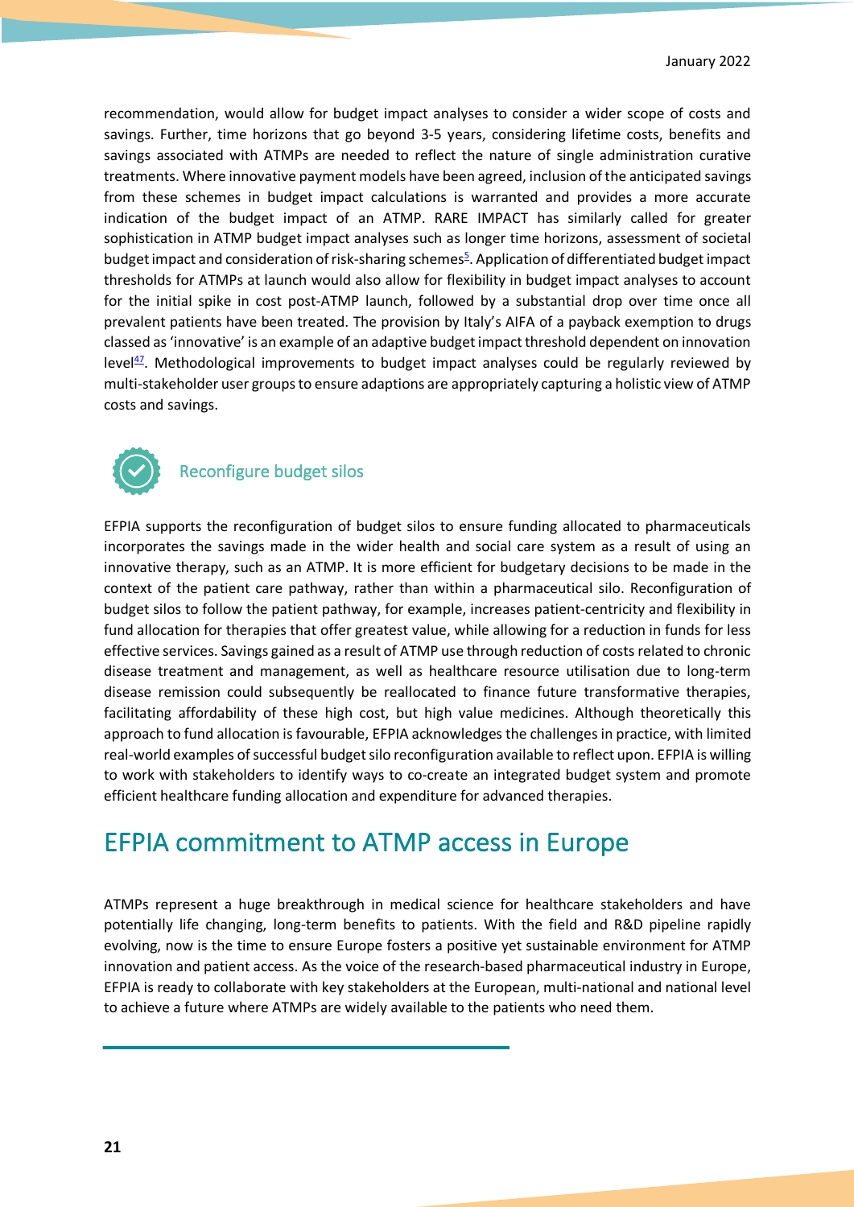recommendation, would allow for budget impact analyses to consider a wider scope of costs and savings. Further, time horizons that go beyond 3-5 years, considering lifetime costs, benefits and savings associated with ATMPs are needed to reflect the nature of single administration curative treatments. Where innovative payment models have been agreed, inclusion of the anticipated savings from these schemes in budget impact calculations is warranted and provides a more accurate indication of the budget impact of an ATMP. RARE IMPACT has similarly called for greater sophistication in ATMP budget impact analyses such as longer time horizons, assessment of societal budget impact and consideration of risk-sharing schemes[5]. Application of differentiated budget impact thresholds for ATMPs at launch would also allow for flexibility in budget impact analyses to account for the initial spike in cost post-ATMP launch, followed by a substantial drop over time once all prevalent patients have been treated. The provision by Italy's AIFA of a payback exemption to drugs classed as 'innovative' is an example of an adaptive budget impact threshold dependent on innovation level[47]. Methodological improvements to budget impact analyses could be regularly reviewed by multi-stakeholder user groups to ensure adaptions are appropriately capturing a holistic view of ATMP costs and savings.

### Reconfigure budget silos

EFPIA supports the reconfiguration of budget silos to ensure funding allocated to pharmaceuticals incorporates the savings made in the wider health and social care system as a result of using an innovative therapy, such as an ATMP. It is more efficient for budgetary decisions to be made in the context of the patient care pathway, rather than within a pharmaceutical silo. Reconfiguration of budget silos to follow the patient pathway, for example, increases patient-centricity and flexibility in fund allocation for therapies that offer greatest value, while allowing for a reduction in funds for less effective services. Savings gained as a result of ATMP use through reduction of costs related to chronic disease treatment and management, as well as healthcare resource utilisation due to long-term disease remission could subsequently be reallocated to finance future transformative therapies, facilitating affordability of these high cost, but high value medicines. Although theoretically this approach to fund allocation is favourable, EFPIA acknowledges the challenges in practice, with limited real-world examples of successful budget silo reconfiguration available to reflect upon. EFPIA is willing to work with stakeholders to identify ways to co-create an integrated budget system and promote efficient healthcare funding allocation and expenditure for advanced therapies.

## EFPIA commitment to ATMP access in Europe

ATMPs represent a huge breakthrough in medical science for healthcare stakeholders and have potentially life changing, long-term benefits to patients. With the field and R&D pipeline rapidly evolving, now is the time to ensure Europe fosters a positive yet sustainable environment for ATMP innovation and patient access. As the voice of the research-based pharmaceutical industry in Europe, EFPIA is ready to collaborate with key stakeholders at the European, multi-national and national level to achieve a future where ATMPs are widely available to the patients who need them.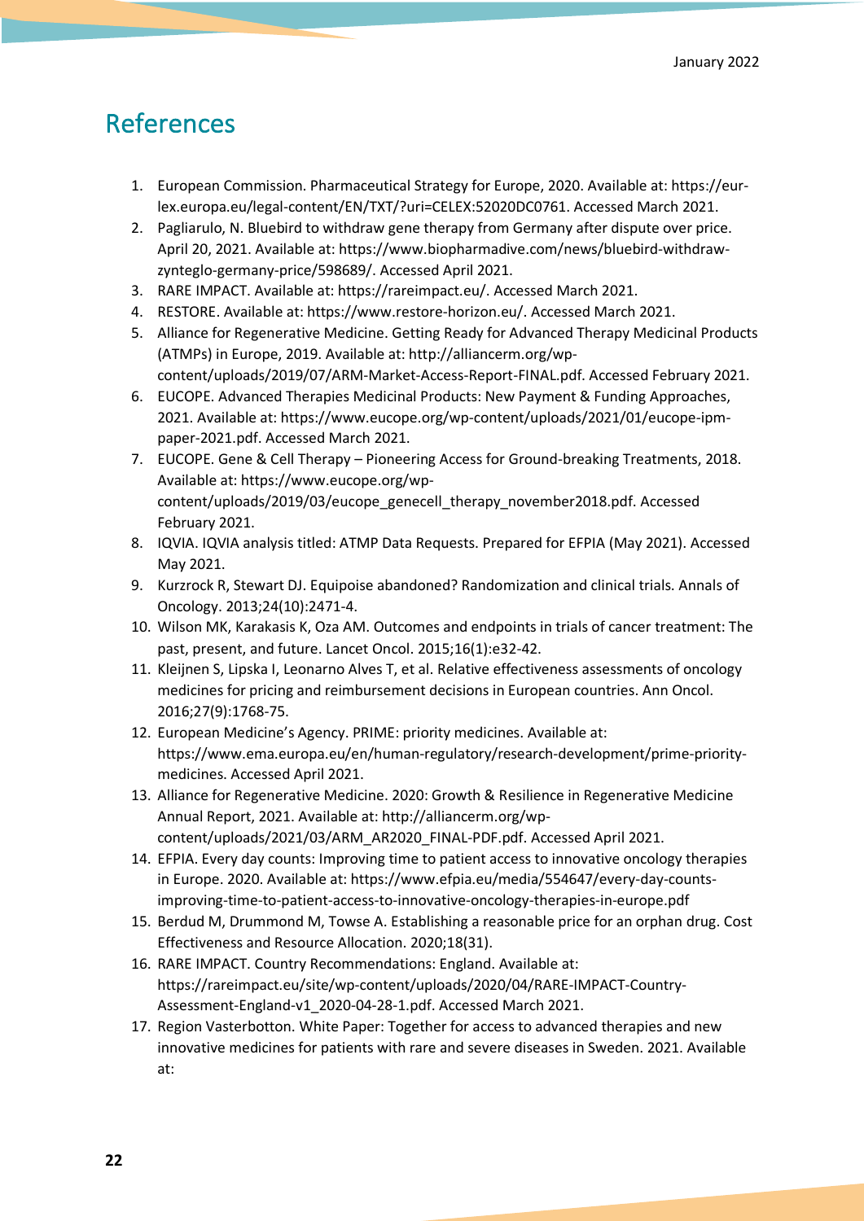## References

1. European Commission. Pharmaceutical Strategy for Europe, 2020. Available at: https://eur-lex.europa.eu/legal-content/EN/TXT/?uri=CELEX:52020DC0761. Accessed March 2021.
2. Pagliarulo, N. Bluebird to withdraw gene therapy from Germany after dispute over price. April 20, 2021. Available at: https://www.biopharmadive.com/news/bluebird-withdraw-zynteglo-germany-price/598689/. Accessed April 2021.
3. RARE IMPACT. Available at: https://rareimpact.eu/. Accessed March 2021.
4. RESTORE. Available at: https://www.restore-horizon.eu/. Accessed March 2021.
5. Alliance for Regenerative Medicine. Getting Ready for Advanced Therapy Medicinal Products (ATMPs) in Europe, 2019. Available at: http://alliancerm.org/wp-content/uploads/2019/07/ARM-Market-Access-Report-FINAL.pdf. Accessed February 2021.
6. EUCOPE. Advanced Therapies Medicinal Products: New Payment & Funding Approaches, 2021. Available at: https://www.eucope.org/wp-content/uploads/2021/01/eucope-ipm-paper-2021.pdf. Accessed March 2021.
7. EUCOPE. Gene & Cell Therapy – Pioneering Access for Ground-breaking Treatments, 2018. Available at: https://www.eucope.org/wp-content/uploads/2019/03/eucope_genecell_therapy_november2018.pdf. Accessed February 2021.
8. IQVIA. IQVIA analysis titled: ATMP Data Requests. Prepared for EFPIA (May 2021). Accessed May 2021.
9. Kurzrock R, Stewart DJ. Equipoise abandoned? Randomization and clinical trials. Annals of Oncology. 2013;24(10):2471-4.
10. Wilson MK, Karakasis K, Oza AM. Outcomes and endpoints in trials of cancer treatment: The past, present, and future. Lancet Oncol. 2015;16(1):e32-42.
11. Kleijnen S, Lipska I, Leonarno Alves T, et al. Relative effectiveness assessments of oncology medicines for pricing and reimbursement decisions in European countries. Ann Oncol. 2016;27(9):1768-75.
12. European Medicine's Agency. PRIME: priority medicines. Available at: https://www.ema.europa.eu/en/human-regulatory/research-development/prime-priority-medicines. Accessed April 2021.
13. Alliance for Regenerative Medicine. 2020: Growth & Resilience in Regenerative Medicine Annual Report, 2021. Available at: http://alliancerm.org/wp-content/uploads/2021/03/ARM_AR2020_FINAL-PDF.pdf. Accessed April 2021.
14. EFPIA. Every day counts: Improving time to patient access to innovative oncology therapies in Europe. 2020. Available at: https://www.efpia.eu/media/554647/every-day-counts-improving-time-to-patient-access-to-innovative-oncology-therapies-in-europe.pdf
15. Berdud M, Drummond M, Towse A. Establishing a reasonable price for an orphan drug. Cost Effectiveness and Resource Allocation. 2020;18(31).
16. RARE IMPACT. Country Recommendations: England. Available at: https://rareimpact.eu/site/wp-content/uploads/2020/04/RARE-IMPACT-Country-Assessment-England-v1_2020-04-28-1.pdf. Accessed March 2021.
17. Region Vasterbotton. White Paper: Together for access to advanced therapies and new innovative medicines for patients with rare and severe diseases in Sweden. 2021. Available at: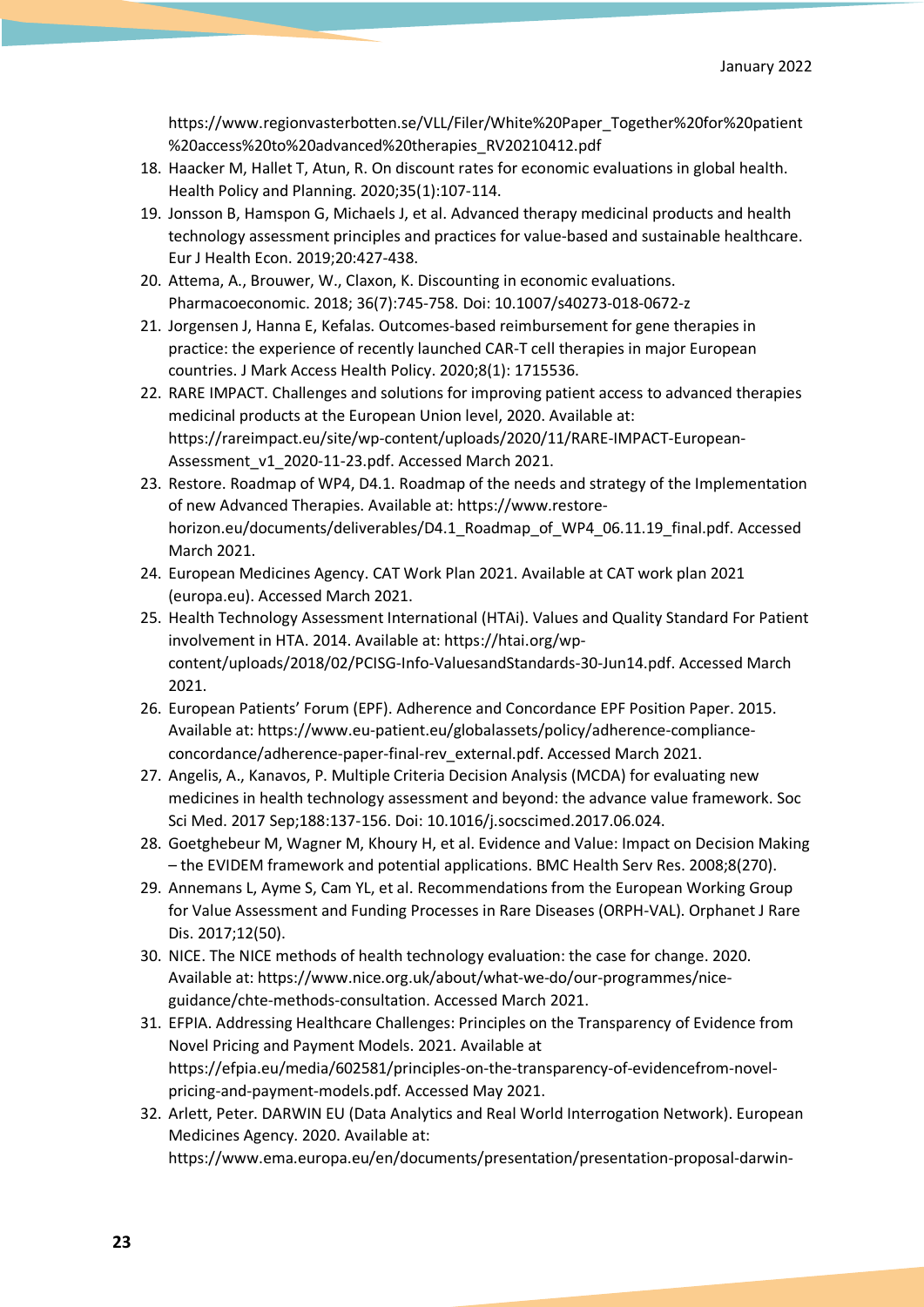https://www.regionvasterbotten.se/VLL/Filer/White%20Paper_Together%20for%20patient%20access%20to%20advanced%20therapies_RV20210412.pdf

18. Haacker M, Hallet T, Atun, R. On discount rates for economic evaluations in global health. Health Policy and Planning. 2020;35(1):107-114.
19. Jonsson B, Hamspon G, Michaels J, et al. Advanced therapy medicinal products and health technology assessment principles and practices for value-based and sustainable healthcare. Eur J Health Econ. 2019;20:427-438.
20. Attema, A., Brouwer, W., Claxon, K. Discounting in economic evaluations. Pharmacoeconomic. 2018; 36(7):745-758. Doi: 10.1007/s40273-018-0672-z
21. Jorgensen J, Hanna E, Kefalas. Outcomes-based reimbursement for gene therapies in practice: the experience of recently launched CAR-T cell therapies in major European countries. J Mark Access Health Policy. 2020;8(1): 1715536.
22. RARE IMPACT. Challenges and solutions for improving patient access to advanced therapies medicinal products at the European Union level, 2020. Available at: https://rareimpact.eu/site/wp-content/uploads/2020/11/RARE-IMPACT-European-Assessment_v1_2020-11-23.pdf. Accessed March 2021.
23. Restore. Roadmap of WP4, D4.1. Roadmap of the needs and strategy of the Implementation of new Advanced Therapies. Available at: https://www.restore-horizon.eu/documents/deliverables/D4.1_Roadmap_of_WP4_06.11.19_final.pdf. Accessed March 2021.
24. European Medicines Agency. CAT Work Plan 2021. Available at CAT work plan 2021 (europa.eu). Accessed March 2021.
25. Health Technology Assessment International (HTAi). Values and Quality Standard For Patient involvement in HTA. 2014. Available at: https://htai.org/wp-content/uploads/2018/02/PCISG-Info-ValuesandStandards-30-Jun14.pdf. Accessed March 2021.
26. European Patients' Forum (EPF). Adherence and Concordance EPF Position Paper. 2015. Available at: https://www.eu-patient.eu/globalassets/policy/adherence-compliance-concordance/adherence-paper-final-rev_external.pdf. Accessed March 2021.
27. Angelis, A., Kanavos, P. Multiple Criteria Decision Analysis (MCDA) for evaluating new medicines in health technology assessment and beyond: the advance value framework. Soc Sci Med. 2017 Sep;188:137-156. Doi: 10.1016/j.socscimed.2017.06.024.
28. Goetghebeur M, Wagner M, Khoury H, et al. Evidence and Value: Impact on Decision Making – the EVIDEM framework and potential applications. BMC Health Serv Res. 2008;8(270).
29. Annemans L, Ayme S, Cam YL, et al. Recommendations from the European Working Group for Value Assessment and Funding Processes in Rare Diseases (ORPH-VAL). Orphanet J Rare Dis. 2017;12(50).
30. NICE. The NICE methods of health technology evaluation: the case for change. 2020. Available at: https://www.nice.org.uk/about/what-we-do/our-programmes/nice-guidance/chte-methods-consultation. Accessed March 2021.
31. EFPIA. Addressing Healthcare Challenges: Principles on the Transparency of Evidence from Novel Pricing and Payment Models. 2021. Available at https://efpia.eu/media/602581/principles-on-the-transparency-of-evidencefrom-novel-pricing-and-payment-models.pdf. Accessed May 2021.
32. Arlett, Peter. DARWIN EU (Data Analytics and Real World Interrogation Network). European Medicines Agency. 2020. Available at: https://www.ema.europa.eu/en/documents/presentation/presentation-proposal-darwin-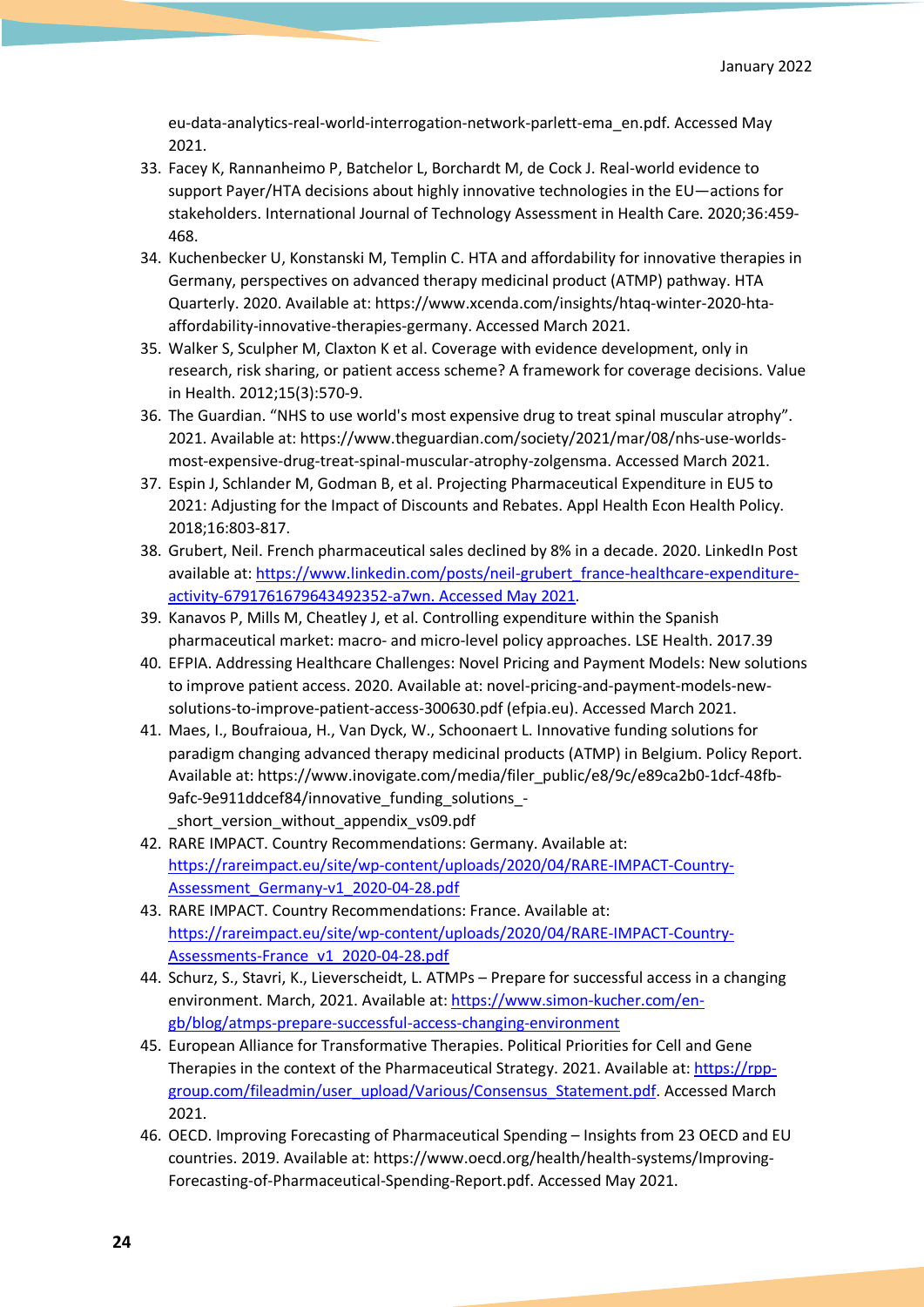eu-data-analytics-real-world-interrogation-network-parlett-ema_en.pdf. Accessed May 2021.

33. Facey K, Rannanheimo P, Batchelor L, Borchardt M, de Cock J. Real-world evidence to support Payer/HTA decisions about highly innovative technologies in the EU—actions for stakeholders. International Journal of Technology Assessment in Health Care. 2020;36:459-468.
34. Kuchenbecker U, Konstanski M, Templin C. HTA and affordability for innovative therapies in Germany, perspectives on advanced therapy medicinal product (ATMP) pathway. HTA Quarterly. 2020. Available at: https://www.xcenda.com/insights/htaq-winter-2020-hta-affordability-innovative-therapies-germany. Accessed March 2021.
35. Walker S, Sculpher M, Claxton K et al. Coverage with evidence development, only in research, risk sharing, or patient access scheme? A framework for coverage decisions. Value in Health. 2012;15(3):570-9.
36. The Guardian. "NHS to use world's most expensive drug to treat spinal muscular atrophy". 2021. Available at: https://www.theguardian.com/society/2021/mar/08/nhs-use-worlds-most-expensive-drug-treat-spinal-muscular-atrophy-zolgensma. Accessed March 2021.
37. Espin J, Schlander M, Godman B, et al. Projecting Pharmaceutical Expenditure in EU5 to 2021: Adjusting for the Impact of Discounts and Rebates. Appl Health Econ Health Policy. 2018;16:803-817.
38. Grubert, Neil. French pharmaceutical sales declined by 8% in a decade. 2020. LinkedIn Post available at: https://www.linkedin.com/posts/neil-grubert_france-healthcare-expenditure-activity-6791761679643492352-a7wn. Accessed May 2021.
39. Kanavos P, Mills M, Cheatley J, et al. Controlling expenditure within the Spanish pharmaceutical market: macro- and micro-level policy approaches. LSE Health. 2017.39
40. EFPIA. Addressing Healthcare Challenges: Novel Pricing and Payment Models: New solutions to improve patient access. 2020. Available at: novel-pricing-and-payment-models-new-solutions-to-improve-patient-access-300630.pdf (efpia.eu). Accessed March 2021.
41. Maes, I., Boufraioua, H., Van Dyck, W., Schoonaert L. Innovative funding solutions for paradigm changing advanced therapy medicinal products (ATMP) in Belgium. Policy Report. Available at: https://www.inovigate.com/media/filer_public/e8/9c/e89ca2b0-1dcf-48fb-9afc-9e911ddcef84/innovative_funding_solutions_-_short_version_without_appendix_vs09.pdf
42. RARE IMPACT. Country Recommendations: Germany. Available at: https://rareimpact.eu/site/wp-content/uploads/2020/04/RARE-IMPACT-Country-Assessment_Germany-v1_2020-04-28.pdf
43. RARE IMPACT. Country Recommendations: France. Available at: https://rareimpact.eu/site/wp-content/uploads/2020/04/RARE-IMPACT-Country-Assessments-France_v1_2020-04-28.pdf
44. Schurz, S., Stavri, K., Lieverscheidt, L. ATMPs – Prepare for successful access in a changing environment. March, 2021. Available at: https://www.simon-kucher.com/en-gb/blog/atmps-prepare-successful-access-changing-environment
45. European Alliance for Transformative Therapies. Political Priorities for Cell and Gene Therapies in the context of the Pharmaceutical Strategy. 2021. Available at: https://rpp-group.com/fileadmin/user_upload/Various/Consensus_Statement.pdf. Accessed March 2021.
46. OECD. Improving Forecasting of Pharmaceutical Spending – Insights from 23 OECD and EU countries. 2019. Available at: https://www.oecd.org/health/health-systems/Improving-Forecasting-of-Pharmaceutical-Spending-Report.pdf. Accessed May 2021.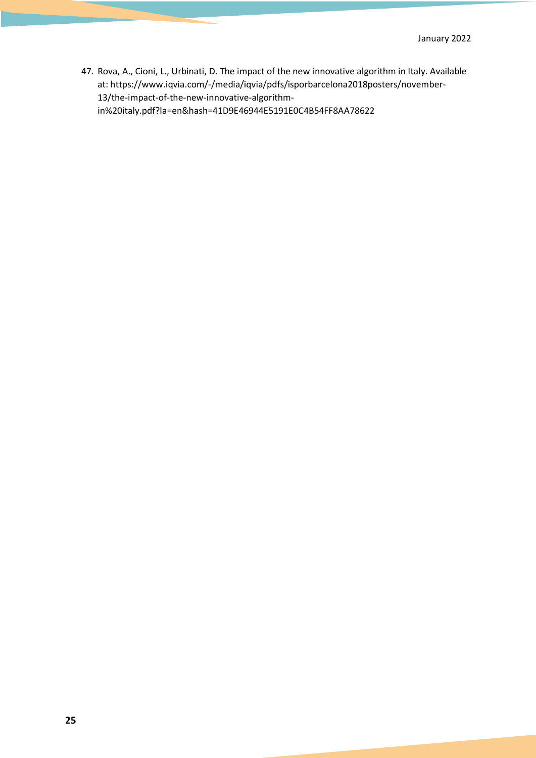47. Rova, A., Cioni, L., Urbinati, D. The impact of the new innovative algorithm in Italy. Available at: https://www.iqvia.com/-/media/iqvia/pdfs/isporbarcelona2018posters/november-13/the-impact-of-the-new-innovative-algorithm-in%20italy.pdf?la=en&hash=41D9E46944E5191E0C4B54FF8AA78622